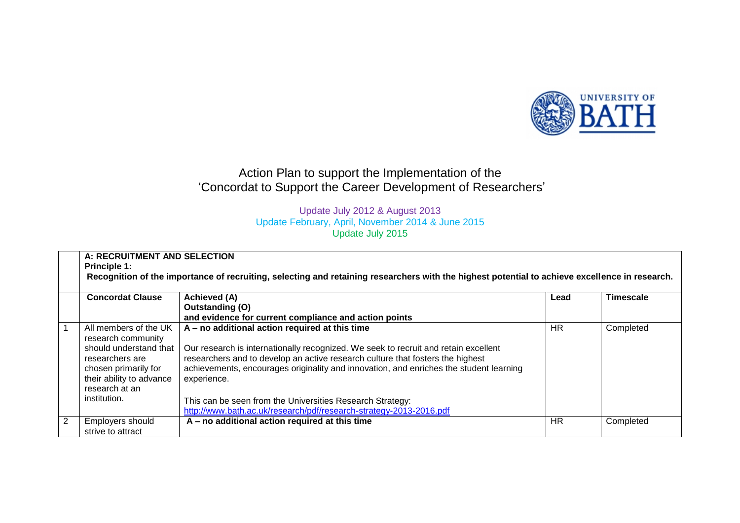UNIVERSITY OF BATH

# Action Plan to support the Implementation of the 'Concordat to Support the Career Development of Researchers'

Update July 2012 & August 2013
Update February, April, November 2014 & June 2015
Update July 2015

| | **A: RECRUITMENT AND SELECTION**<br>**Principle 1:**<br>**Recognition of the importance of recruiting, selecting and retaining researchers with the highest potential to achieve excellence in research.** | | | |
|---|---|---|---|---|
| | **Concordat Clause** | **Achieved (A)**<br>**Outstanding (O)**<br>**and evidence for current compliance and action points** | **Lead** | **Timescale** |
| 1 | All members of the UK research community should understand that researchers are chosen primarily for their ability to advance research at an institution. | **A – no additional action required at this time**<br><br>Our research is internationally recognized. We seek to recruit and retain excellent researchers and to develop an active research culture that fosters the highest achievements, encourages originality and innovation, and enriches the student learning experience.<br><br>This can be seen from the Universities Research Strategy:<br>[http://www.bath.ac.uk/research/pdf/research-strategy-2013-2016.pdf](http://www.bath.ac.uk/research/pdf/research-strategy-2013-2016.pdf) | HR | Completed |
| 2 | Employers should strive to attract | **A – no additional action required at this time** | HR | Completed |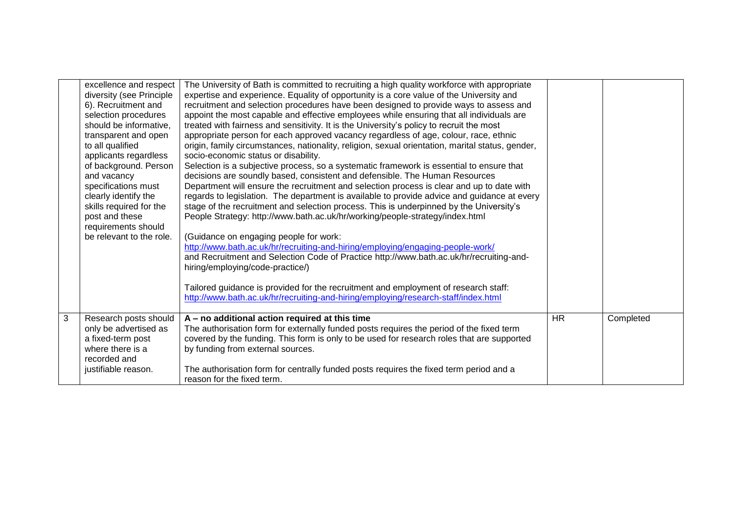| | | | | |
|---|---|---|---|---|
| | excellence and respect diversity (see Principle 6). Recruitment and selection procedures should be informative, transparent and open to all qualified applicants regardless of background. Person and vacancy specifications must clearly identify the skills required for the post and these requirements should be relevant to the role. | The University of Bath is committed to recruiting a high quality workforce with appropriate expertise and experience. Equality of opportunity is a core value of the University and recruitment and selection procedures have been designed to provide ways to assess and appoint the most capable and effective employees while ensuring that all individuals are treated with fairness and sensitivity. It is the University's policy to recruit the most appropriate person for each approved vacancy regardless of age, colour, race, ethnic origin, family circumstances, nationality, religion, sexual orientation, marital status, gender, socio-economic status or disability.<br>Selection is a subjective process, so a systematic framework is essential to ensure that decisions are soundly based, consistent and defensible. The Human Resources Department will ensure the recruitment and selection process is clear and up to date with regards to legislation. The department is available to provide advice and guidance at every stage of the recruitment and selection process. This is underpinned by the University's People Strategy: http://www.bath.ac.uk/hr/working/people-strategy/index.html<br><br>(Guidance on engaging people for work: http://www.bath.ac.uk/hr/recruiting-and-hiring/employing/engaging-people-work/ and Recruitment and Selection Code of Practice http://www.bath.ac.uk/hr/recruiting-and-hiring/employing/code-practice/)<br><br>Tailored guidance is provided for the recruitment and employment of research staff: http://www.bath.ac.uk/hr/recruiting-and-hiring/employing/research-staff/index.html | | |
| 3 | Research posts should only be advertised as a fixed-term post where there is a recorded and justifiable reason. | **A – no additional action required at this time**<br>The authorisation form for externally funded posts requires the period of the fixed term covered by the funding. This form is only to be used for research roles that are supported by funding from external sources.<br><br>The authorisation form for centrally funded posts requires the fixed term period and a reason for the fixed term. | HR | Completed |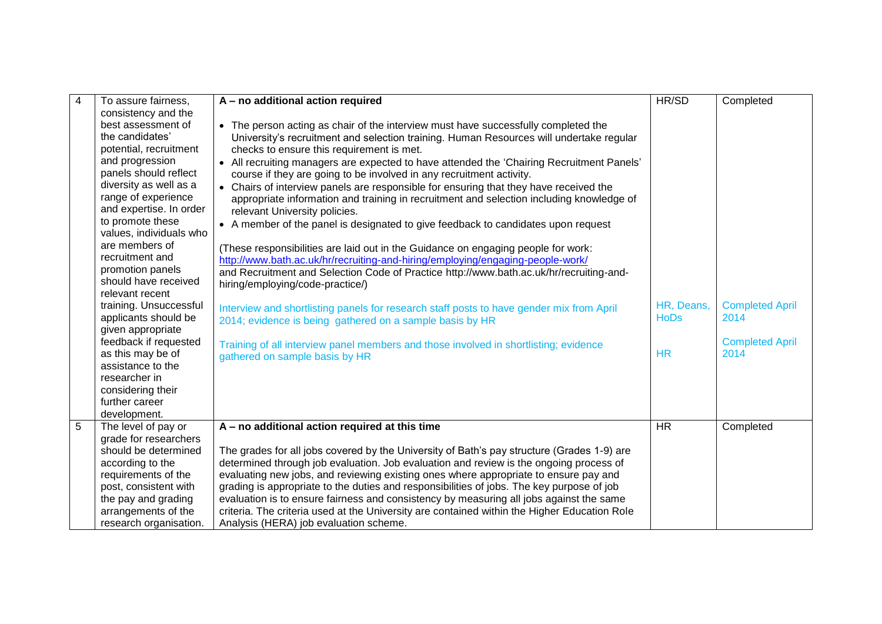| 4 | To assure fairness, consistency and the best assessment of the candidates' potential, recruitment and progression panels should reflect diversity as well as a range of experience and expertise. In order to promote these values, individuals who are members of recruitment and promotion panels should have received relevant recent training. Unsuccessful applicants should be given appropriate feedback if requested as this may be of assistance to the researcher in considering their further career development. | **A – no additional action required**<br><br>• The person acting as chair of the interview must have successfully completed the University's recruitment and selection training. Human Resources will undertake regular checks to ensure this requirement is met.<br>• All recruiting managers are expected to have attended the 'Chairing Recruitment Panels' course if they are going to be involved in any recruitment activity.<br>• Chairs of interview panels are responsible for ensuring that they have received the appropriate information and training in recruitment and selection including knowledge of relevant University policies.<br>• A member of the panel is designated to give feedback to candidates upon request<br><br>(These responsibilities are laid out in the Guidance on engaging people for work: http://www.bath.ac.uk/hr/recruiting-and-hiring/employing/engaging-people-work/ and Recruitment and Selection Code of Practice http://www.bath.ac.uk/hr/recruiting-and-hiring/employing/code-practice/)<br><br>Interview and shortlisting panels for research staff posts to have gender mix from April 2014; evidence is being gathered on a sample basis by HR<br><br>Training of all interview panel members and those involved in shortlisting; evidence gathered on sample basis by HR | HR/SD<br><br>HR, Deans, HoDs<br><br>HR | Completed<br><br>Completed April 2014<br><br>Completed April 2014 |
|---|---|---|---|---|
| 5 | The level of pay or grade for researchers should be determined according to the requirements of the post, consistent with the pay and grading arrangements of the research organisation. | **A – no additional action required at this time**<br><br>The grades for all jobs covered by the University of Bath's pay structure (Grades 1-9) are determined through job evaluation. Job evaluation and review is the ongoing process of evaluating new jobs, and reviewing existing ones where appropriate to ensure pay and grading is appropriate to the duties and responsibilities of jobs. The key purpose of job evaluation is to ensure fairness and consistency by measuring all jobs against the same criteria. The criteria used at the University are contained within the Higher Education Role Analysis (HERA) job evaluation scheme. | HR | Completed |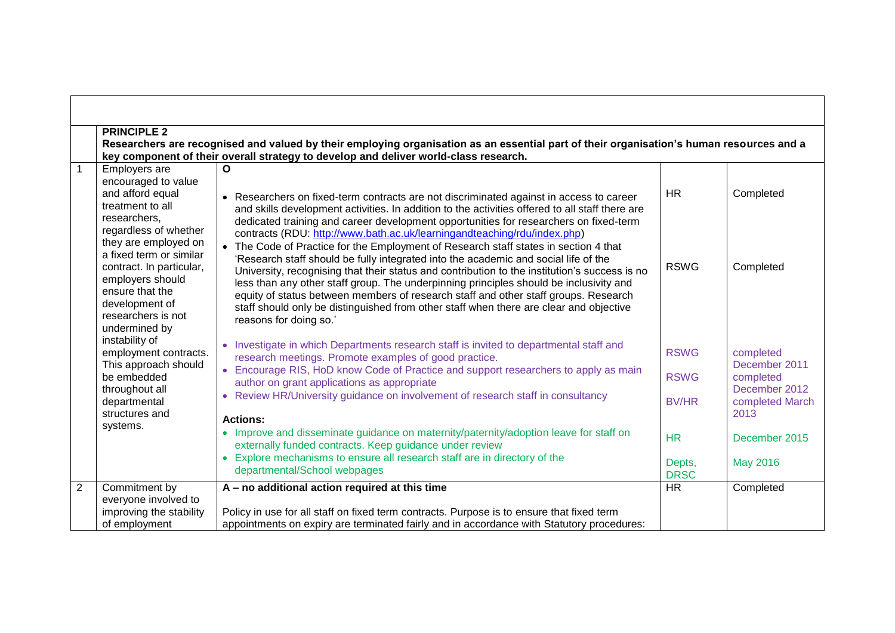| | | | | |
|---|---|---|---|---|
| | **PRINCIPLE 2**<br>**Researchers are recognised and valued by their employing organisation as an essential part of their organisation's human resources and a key component of their overall strategy to develop and deliver world-class research.** | | | |
| 1 | Employers are encouraged to value and afford equal treatment to all researchers, regardless of whether they are employed on a fixed term or similar contract. In particular, employers should ensure that the development of researchers is not undermined by instability of employment contracts. This approach should be embedded throughout all departmental structures and systems. | **O**<br>• Researchers on fixed-term contracts are not discriminated against in access to career and skills development activities. In addition to the activities offered to all staff there are dedicated training and career development opportunities for researchers on fixed-term contracts (RDU: [http://www.bath.ac.uk/learningandteaching/rdu/index.php](http://www.bath.ac.uk/learningandteaching/rdu/index.php))<br>• The Code of Practice for the Employment of Research staff states in section 4 that 'Research staff should be fully integrated into the academic and social life of the University, recognising that their status and contribution to the institution's success is no less than any other staff group. The underpinning principles should be inclusivity and equity of status between members of research staff and other staff groups. Research staff should only be distinguished from other staff when there are clear and objective reasons for doing so.'<br>• Investigate in which Departments research staff is invited to departmental staff and research meetings. Promote examples of good practice.<br>• Encourage RIS, HoD know Code of Practice and support researchers to apply as main author on grant applications as appropriate<br>• Review HR/University guidance on involvement of research staff in consultancy<br>**Actions:**<br>• Improve and disseminate guidance on maternity/paternity/adoption leave for staff on externally funded contracts. Keep guidance under review<br>• Explore mechanisms to ensure all research staff are in directory of the departmental/School webpages | HR<br><br>RSWG<br><br>RSWG<br>RSWG<br>BV/HR<br><br>HR<br>Depts, DRSC | Completed<br><br>Completed<br><br>completed December 2011<br>completed December 2012<br>completed March 2013<br><br>December 2015<br>May 2016 |
| 2 | Commitment by everyone involved to improving the stability of employment | **A – no additional action required at this time**<br><br>Policy in use for all staff on fixed term contracts. Purpose is to ensure that fixed term appointments on expiry are terminated fairly and in accordance with Statutory procedures: | HR | Completed |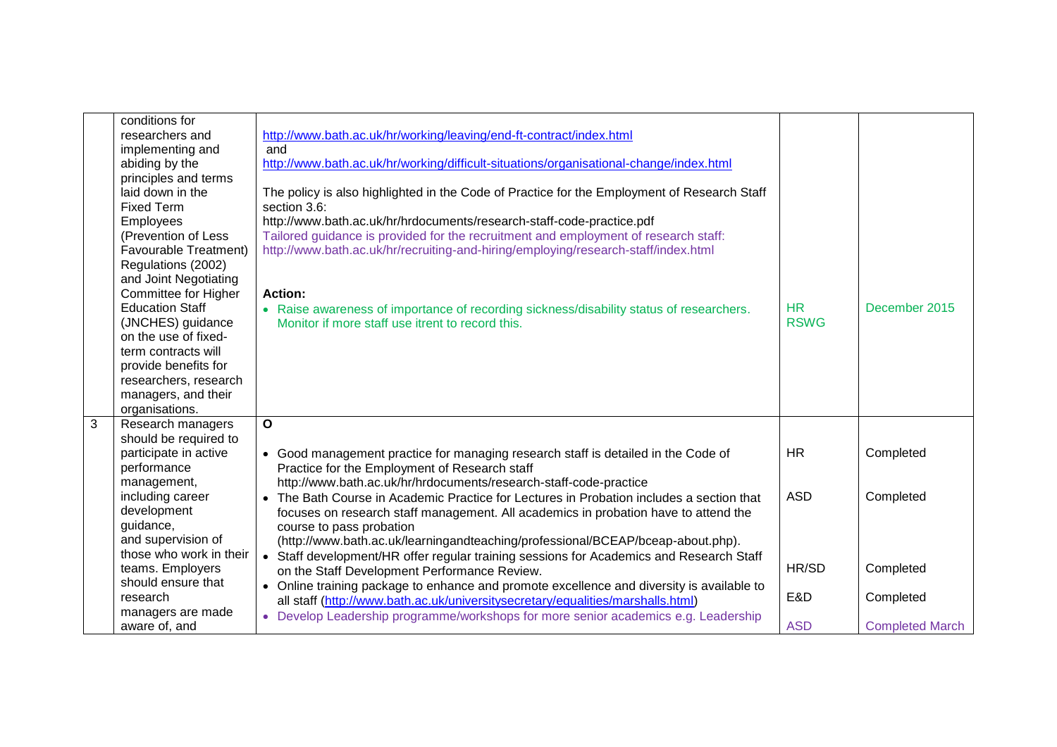| | | | | |
|---|---|---|---|---|
| | conditions for researchers and implementing and abiding by the principles and terms laid down in the Fixed Term Employees (Prevention of Less Favourable Treatment) Regulations (2002) and Joint Negotiating Committee for Higher Education Staff (JNCHES) guidance on the use of fixed-term contracts will provide benefits for researchers, research managers, and their organisations. | http://www.bath.ac.uk/hr/working/leaving/end-ft-contract/index.html<br>and<br>http://www.bath.ac.uk/hr/working/difficult-situations/organisational-change/index.html<br><br>The policy is also highlighted in the Code of Practice for the Employment of Research Staff section 3.6:<br>http://www.bath.ac.uk/hr/hrdocuments/research-staff-code-practice.pdf<br>Tailored guidance is provided for the recruitment and employment of research staff:<br>http://www.bath.ac.uk/hr/recruiting-and-hiring/employing/research-staff/index.html<br><br>**Action:**<br>• Raise awareness of importance of recording sickness/disability status of researchers. Monitor if more staff use itrent to record this. | HR<br>RSWG | December 2015 |
| 3 | Research managers should be required to participate in active performance management, including career development guidance, and supervision of those who work in their teams. Employers should ensure that research managers are made aware of, and | **O**<br><br>• Good management practice for managing research staff is detailed in the Code of Practice for the Employment of Research staff http://www.bath.ac.uk/hr/hrdocuments/research-staff-code-practice<br>• The Bath Course in Academic Practice for Lectures in Probation includes a section that focuses on research staff management. All academics in probation have to attend the course to pass probation (http://www.bath.ac.uk/learningandteaching/professional/BCEAP/bceap-about.php).<br>• Staff development/HR offer regular training sessions for Academics and Research Staff on the Staff Development Performance Review.<br>• Online training package to enhance and promote excellence and diversity is available to all staff (http://www.bath.ac.uk/universitysecretary/equalities/marshalls.html)<br>• Develop Leadership programme/workshops for more senior academics e.g. Leadership | HR<br><br>ASD<br><br><br>HR/SD<br><br>E&D<br><br>ASD | Completed<br><br>Completed<br><br><br>Completed<br><br>Completed<br><br>Completed March |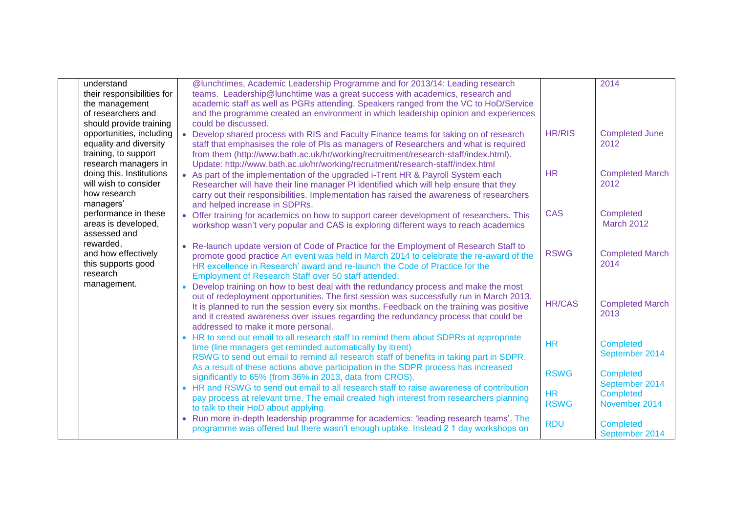| | | | | |
|---|---|---|---|---|
| | understand their responsibilities for the management of researchers and should provide training opportunities, including equality and diversity training, to support research managers in doing this. Institutions will wish to consider how research managers' performance in these areas is developed, assessed and rewarded, and how effectively this supports good research management. | @lunchtimes, Academic Leadership Programme and for 2013/14: Leading research teams. Leadership@lunchtime was a great success with academics, research and academic staff as well as PGRs attending. Speakers ranged from the VC to HoD/Service and the programme created an environment in which leadership opinion and experiences could be discussed.<br>• Develop shared process with RIS and Faculty Finance teams for taking on of research staff that emphasises the role of PIs as managers of Researchers and what is required from them (http://www.bath.ac.uk/hr/working/recruitment/research-staff/index.html). Update: http://www.bath.ac.uk/hr/working/recruitment/research-staff/index.html<br>• As part of the implementation of the upgraded i-Trent HR & Payroll System each Researcher will have their line manager PI identified which will help ensure that they carry out their responsibilities. Implementation has raised the awareness of researchers and helped increase in SDPRs.<br>• Offer training for academics on how to support career development of researchers. This workshop wasn't very popular and CAS is exploring different ways to reach academics<br>• Re-launch update version of Code of Practice for the Employment of Research Staff to promote good practice An event was held in March 2014 to celebrate the re-award of the HR excellence in Research' award and re-launch the Code of Practice for the Employment of Research Staff over 50 staff attended.<br>• Develop training on how to best deal with the redundancy process and make the most out of redeployment opportunities. The first session was successfully run in March 2013. It is planned to run the session every six months. Feedback on the training was positive and it created awareness over issues regarding the redundancy process that could be addressed to make it more personal.<br>• HR to send out email to all research staff to remind them about SDPRs at appropriate time (line managers get reminded automatically by itrent)<br>RSWG to send out email to remind all research staff of benefits in taking part in SDPR. As a result of these actions above participation in the SDPR process has increased significantly to 65% (from 36% in 2013, data from CROS).<br>• HR and RSWG to send out email to all research staff to raise awareness of contribution pay process at relevant time. The email created high interest from researchers planning to talk to their HoD about applying.<br>• Run more in-depth leadership programme for academics: 'leading research teams'. The programme was offered but there wasn't enough uptake. Instead 2 1 day workshops on | <br>HR/RIS<br><br>HR<br><br>CAS<br><br>RSWG<br><br>HR/CAS<br><br>HR<br><br>RSWG<br><br>HR<br>RSWG<br><br>RDU | 2014<br><br>Completed June 2012<br><br>Completed March 2012<br><br>Completed March 2012<br><br>Completed March 2014<br><br>Completed March 2013<br><br>Completed September 2014<br><br>Completed September 2014<br>Completed November 2014<br><br>Completed September 2014 |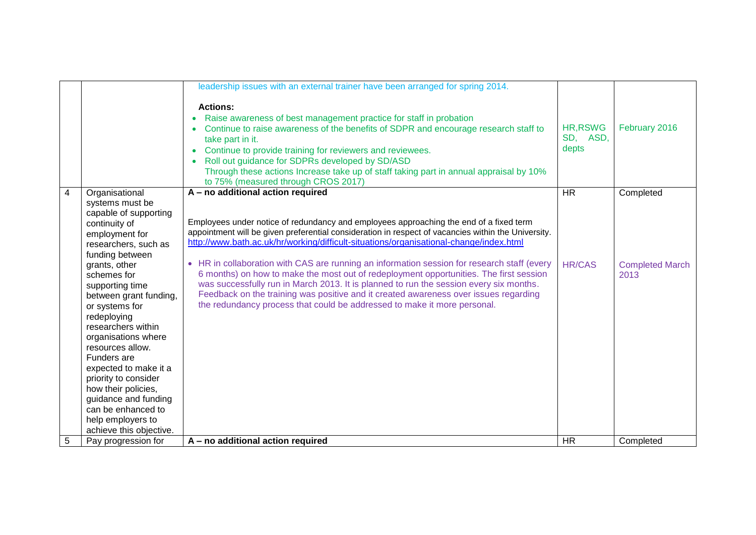| | | | | |
|---|---|---|---|---|
| | | leadership issues with an external trainer have been arranged for spring 2014.<br><br>**Actions:**<br>• Raise awareness of best management practice for staff in probation<br>• Continue to raise awareness of the benefits of SDPR and encourage research staff to take part in it.<br>• Continue to provide training for reviewers and reviewees.<br>• Roll out guidance for SDPRs developed by SD/ASD<br>Through these actions Increase take up of staff taking part in annual appraisal by 10% to 75% (measured through CROS 2017) | HR,RSWG SD, ASD, depts | February 2016 |
| 4 | Organisational systems must be capable of supporting continuity of employment for researchers, such as funding between grants, other schemes for supporting time between grant funding, or systems for redeploying researchers within organisations where resources allow. Funders are expected to make it a priority to consider how their policies, guidance and funding can be enhanced to help employers to achieve this objective. | **A – no additional action required**<br><br>Employees under notice of redundancy and employees approaching the end of a fixed term appointment will be given preferential consideration in respect of vacancies within the University. http://www.bath.ac.uk/hr/working/difficult-situations/organisational-change/index.html<br><br>• HR in collaboration with CAS are running an information session for research staff (every 6 months) on how to make the most out of redeployment opportunities. The first session was successfully run in March 2013. It is planned to run the session every six months. Feedback on the training was positive and it created awareness over issues regarding the redundancy process that could be addressed to make it more personal. | HR<br><br><br><br><br>HR/CAS | Completed<br><br><br><br><br>Completed March 2013 |
| 5 | Pay progression for | **A – no additional action required** | HR | Completed |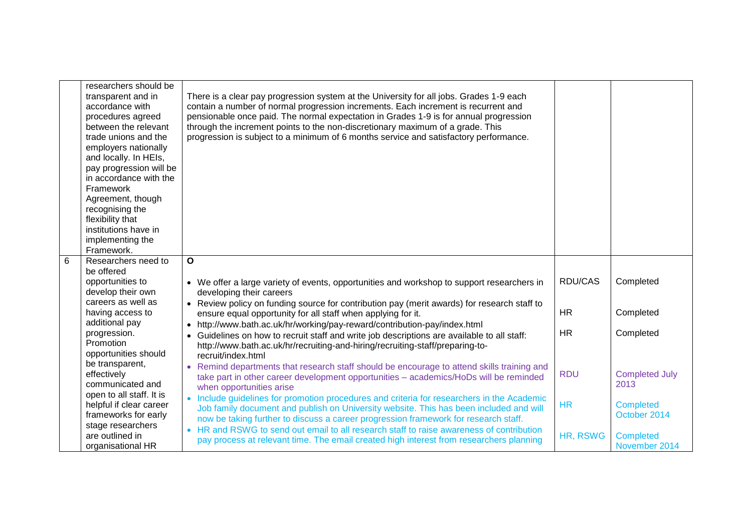|  |  |  |  |  |
|---|---|---|---|---|
|  | researchers should be transparent and in accordance with procedures agreed between the relevant trade unions and the employers nationally and locally. In HEIs, pay progression will be in accordance with the Framework Agreement, though recognising the flexibility that institutions have in implementing the Framework. | There is a clear pay progression system at the University for all jobs. Grades 1-9 each contain a number of normal progression increments. Each increment is recurrent and pensionable once paid. The normal expectation in Grades 1-9 is for annual progression through the increment points to the non-discretionary maximum of a grade. This progression is subject to a minimum of 6 months service and satisfactory performance. |  |  |
| 6 | Researchers need to be offered opportunities to develop their own careers as well as having access to additional pay progression. Promotion opportunities should be transparent, effectively communicated and open to all staff. It is helpful if clear career frameworks for early stage researchers are outlined in organisational HR | **O**<br><br>• We offer a large variety of events, opportunities and workshop to support researchers in developing their careers<br>• Review policy on funding source for contribution pay (merit awards) for research staff to ensure equal opportunity for all staff when applying for it.<br>• http://www.bath.ac.uk/hr/working/pay-reward/contribution-pay/index.html<br>• Guidelines on how to recruit staff and write job descriptions are available to all staff: http://www.bath.ac.uk/hr/recruiting-and-hiring/recruiting-staff/preparing-to-recruit/index.html<br>• Remind departments that research staff should be encourage to attend skills training and take part in other career development opportunities – academics/HoDs will be reminded when opportunities arise<br>• Include guidelines for promotion procedures and criteria for researchers in the Academic Job family document and publish on University website. This has been included and will now be taking further to discuss a career progression framework for research staff.<br>• HR and RSWG to send out email to all research staff to raise awareness of contribution pay process at relevant time. The email created high interest from researchers planning | RDU/CAS<br><br>HR<br><br>HR<br><br>RDU<br><br>HR<br><br>HR, RSWG | Completed<br><br>Completed<br><br>Completed<br><br>Completed July 2013<br><br>Completed October 2014<br><br>Completed November 2014 |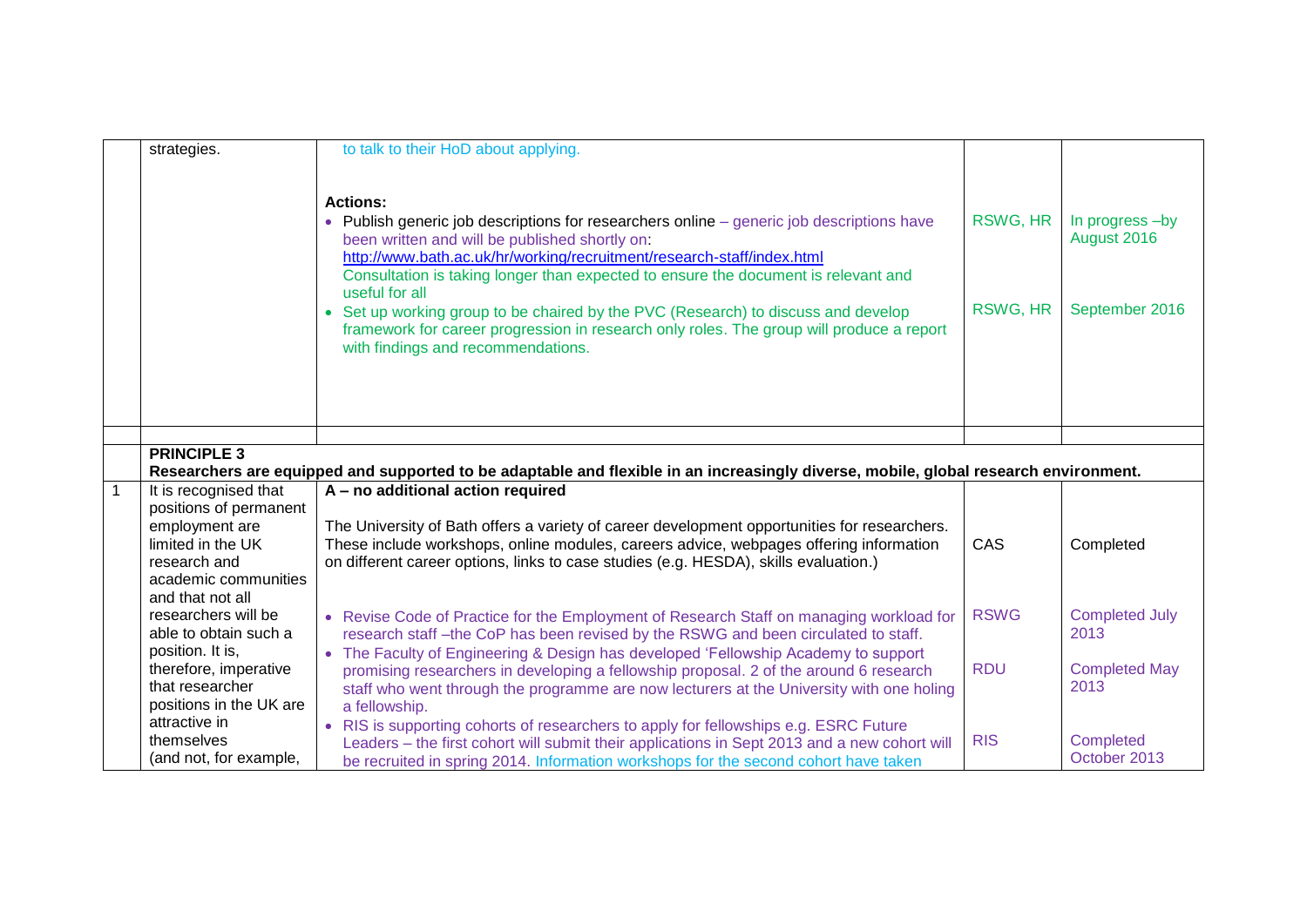| | | | | |
|---|---|---|---|---|
| | strategies. | to talk to their HoD about applying.<br><br>**Actions:**<br>• Publish generic job descriptions for researchers online – generic job descriptions have been written and will be published shortly on: http://www.bath.ac.uk/hr/working/recruitment/research-staff/index.html Consultation is taking longer than expected to ensure the document is relevant and useful for all<br>• Set up working group to be chaired by the PVC (Research) to discuss and develop framework for career progression in research only roles. The group will produce a report with findings and recommendations. | <br><br><br>RSWG, HR<br><br><br><br>RSWG, HR | <br><br><br>In progress –by August 2016<br><br><br><br>September 2016 |
| | | | | |
| | **PRINCIPLE 3**<br>**Researchers are equipped and supported to be adaptable and flexible in an increasingly diverse, mobile, global research environment.** | | | |
| 1 | It is recognised that positions of permanent employment are limited in the UK research and academic communities and that not all researchers will be able to obtain such a position. It is, therefore, imperative that researcher positions in the UK are attractive in themselves (and not, for example, | **A – no additional action required**<br><br>The University of Bath offers a variety of career development opportunities for researchers. These include workshops, online modules, careers advice, webpages offering information on different career options, links to case studies (e.g. HESDA), skills evaluation.)<br><br>• Revise Code of Practice for the Employment of Research Staff on managing workload for research staff –the CoP has been revised by the RSWG and been circulated to staff.<br>• The Faculty of Engineering & Design has developed 'Fellowship Academy to support promising researchers in developing a fellowship proposal. 2 of the around 6 research staff who went through the programme are now lecturers at the University with one holing a fellowship.<br>• RIS is supporting cohorts of researchers to apply for fellowships e.g. ESRC Future Leaders – the first cohort will submit their applications in Sept 2013 and a new cohort will be recruited in spring 2014. Information workshops for the second cohort have taken | <br><br>CAS<br><br><br>RSWG<br><br>RDU<br><br><br>RIS | <br><br>Completed<br><br><br>Completed July 2013<br><br>Completed May 2013<br><br><br>Completed October 2013 |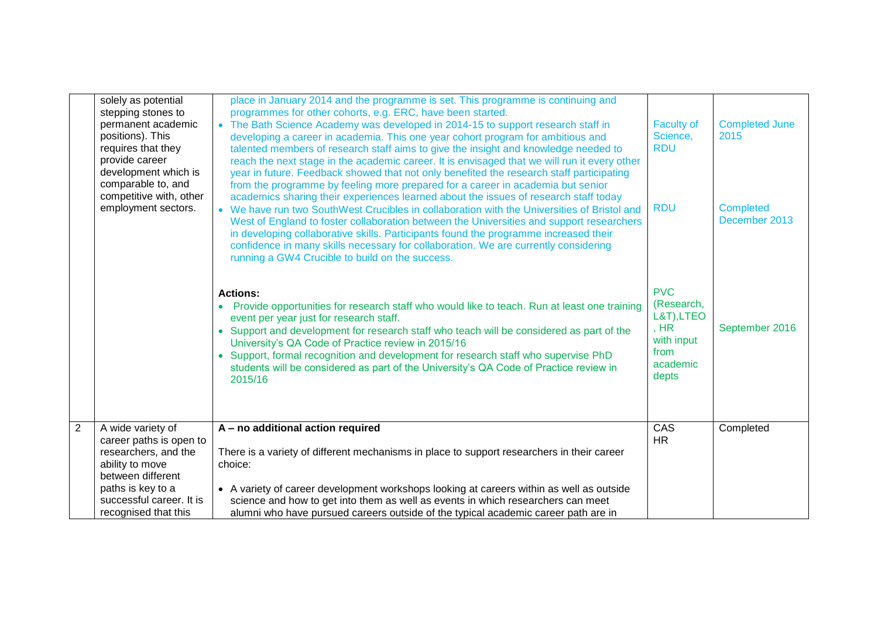| | | | | |
|---|---|---|---|---|
| | solely as potential stepping stones to permanent academic positions). This requires that they provide career development which is comparable to, and competitive with, other employment sectors. | place in January 2014 and the programme is set. This programme is continuing and programmes for other cohorts, e.g. ERC, have been started.<br>• The Bath Science Academy was developed in 2014-15 to support research staff in developing a career in academia. This one year cohort program for ambitious and talented members of research staff aims to give the insight and knowledge needed to reach the next stage in the academic career. It is envisaged that we will run it every other year in future. Feedback showed that not only benefited the research staff participating from the programme by feeling more prepared for a career in academia but senior academics sharing their experiences learned about the issues of research staff today<br>• We have run two SouthWest Crucibles in collaboration with the Universities of Bristol and West of England to foster collaboration between the Universities and support researchers in developing collaborative skills. Participants found the programme increased their confidence in many skills necessary for collaboration. We are currently considering running a GW4 Crucible to build on the success.<br><br>**Actions:**<br>• Provide opportunities for research staff who would like to teach. Run at least one training event per year just for research staff.<br>• Support and development for research staff who teach will be considered as part of the University's QA Code of Practice review in 2015/16<br>• Support, formal recognition and development for research staff who supervise PhD students will be considered as part of the University's QA Code of Practice review in 2015/16 | Faculty of Science, RDU<br><br>RDU<br><br>PVC (Research, L&T),LTEO , HR with input from academic depts | Completed June 2015<br><br>Completed December 2013<br><br>September 2016 |
| 2 | A wide variety of career paths is open to researchers, and the ability to move between different paths is key to a successful career. It is recognised that this | **A – no additional action required**<br><br>There is a variety of different mechanisms in place to support researchers in their career choice:<br><br>• A variety of career development workshops looking at careers within as well as outside science and how to get into them as well as events in which researchers can meet alumni who have pursued careers outside of the typical academic career path are in | CAS<br>HR | Completed |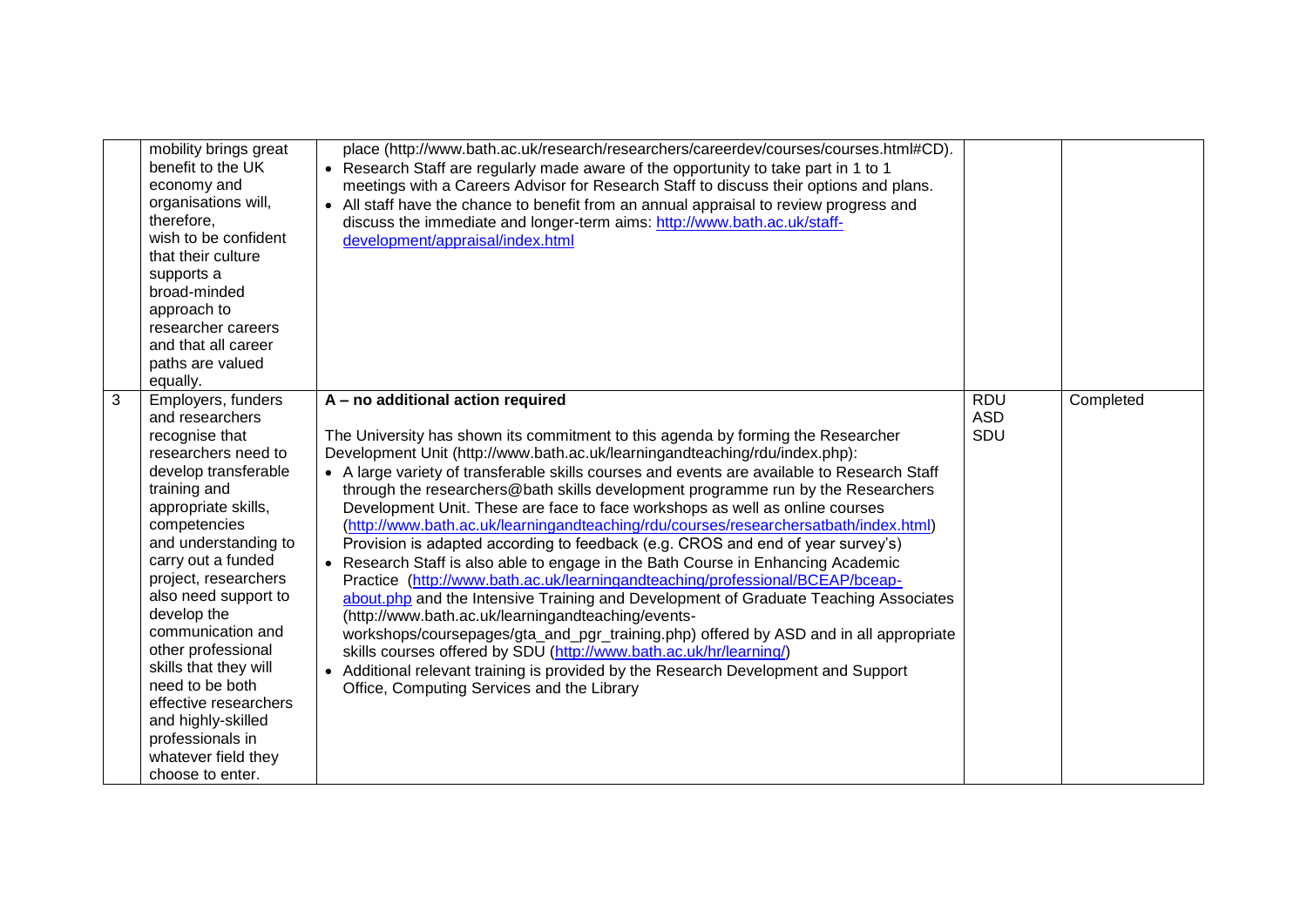| | | | | |
|---|---|---|---|---|
| | mobility brings great benefit to the UK economy and organisations will, therefore, wish to be confident that their culture supports a broad-minded approach to researcher careers and that all career paths are valued equally. | place (http://www.bath.ac.uk/research/researchers/careerdev/courses/courses.html#CD).<br>• Research Staff are regularly made aware of the opportunity to take part in 1 to 1 meetings with a Careers Advisor for Research Staff to discuss their options and plans.<br>• All staff have the chance to benefit from an annual appraisal to review progress and discuss the immediate and longer-term aims: http://www.bath.ac.uk/staff-development/appraisal/index.html | | |
| 3 | Employers, funders and researchers recognise that researchers need to develop transferable training and appropriate skills, competencies and understanding to carry out a funded project, researchers also need support to develop the communication and other professional skills that they will need to be both effective researchers and highly-skilled professionals in whatever field they choose to enter. | **A – no additional action required**<br><br>The University has shown its commitment to this agenda by forming the Researcher Development Unit (http://www.bath.ac.uk/learningandteaching/rdu/index.php):<br>• A large variety of transferable skills courses and events are available to Research Staff through the researchers@bath skills development programme run by the Researchers Development Unit. These are face to face workshops as well as online courses (http://www.bath.ac.uk/learningandteaching/rdu/courses/researchersatbath/index.html) Provision is adapted according to feedback (e.g. CROS and end of year survey's)<br>• Research Staff is also able to engage in the Bath Course in Enhancing Academic Practice (http://www.bath.ac.uk/learningandteaching/professional/BCEAP/bceap-about.php and the Intensive Training and Development of Graduate Teaching Associates (http://www.bath.ac.uk/learningandteaching/events-workshops/coursepages/gta_and_pgr_training.php) offered by ASD and in all appropriate skills courses offered by SDU (http://www.bath.ac.uk/hr/learning/)<br>• Additional relevant training is provided by the Research Development and Support Office, Computing Services and the Library | RDU<br>ASD<br>SDU | Completed |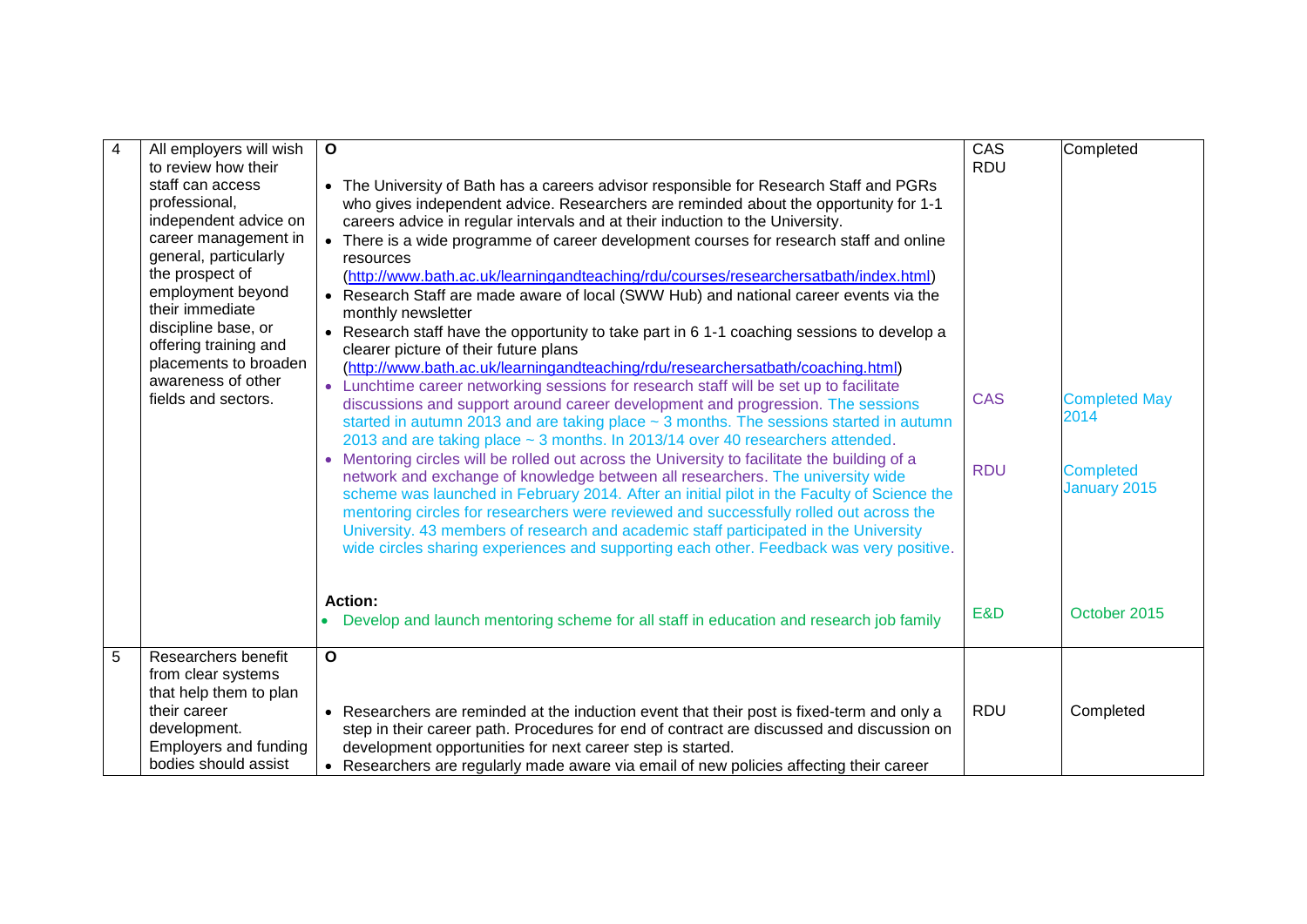| 4 | All employers will wish to review how their staff can access professional, independent advice on career management in general, particularly the prospect of employment beyond their immediate discipline base, or offering training and placements to broaden awareness of other fields and sectors. | **O**<br><br>• The University of Bath has a careers advisor responsible for Research Staff and PGRs who gives independent advice. Researchers are reminded about the opportunity for 1-1 careers advice in regular intervals and at their induction to the University.<br>• There is a wide programme of career development courses for research staff and online resources (http://www.bath.ac.uk/learningandteaching/rdu/courses/researchersatbath/index.html)<br>• Research Staff are made aware of local (SWW Hub) and national career events via the monthly newsletter<br>• Research staff have the opportunity to take part in 6 1-1 coaching sessions to develop a clearer picture of their future plans (http://www.bath.ac.uk/learningandteaching/rdu/researchersatbath/coaching.html)<br>• Lunchtime career networking sessions for research staff will be set up to facilitate discussions and support around career development and progression. The sessions started in autumn 2013 and are taking place ~ 3 months. The sessions started in autumn 2013 and are taking place ~ 3 months. In 2013/14 over 40 researchers attended.<br>• Mentoring circles will be rolled out across the University to facilitate the building of a network and exchange of knowledge between all researchers. The university wide scheme was launched in February 2014. After an initial pilot in the Faculty of Science the mentoring circles for researchers were reviewed and successfully rolled out across the University. 43 members of research and academic staff participated in the University wide circles sharing experiences and supporting each other. Feedback was very positive.<br><br>**Action:**<br>• Develop and launch mentoring scheme for all staff in education and research job family | CAS<br>RDU<br><br><br><br><br><br><br><br><br><br><br>CAS<br><br><br>RDU<br><br><br><br><br><br>E&D | Completed<br><br><br><br><br><br><br><br><br><br><br><br>Completed May 2014<br><br>Completed January 2015<br><br><br><br><br>October 2015 |
|---|---|---|---|---|
| 5 | Researchers benefit from clear systems that help them to plan their career development. Employers and funding bodies should assist | **O**<br><br>• Researchers are reminded at the induction event that their post is fixed-term and only a step in their career path. Procedures for end of contract are discussed and discussion on development opportunities for next career step is started.<br>• Researchers are regularly made aware via email of new policies affecting their career | RDU | Completed |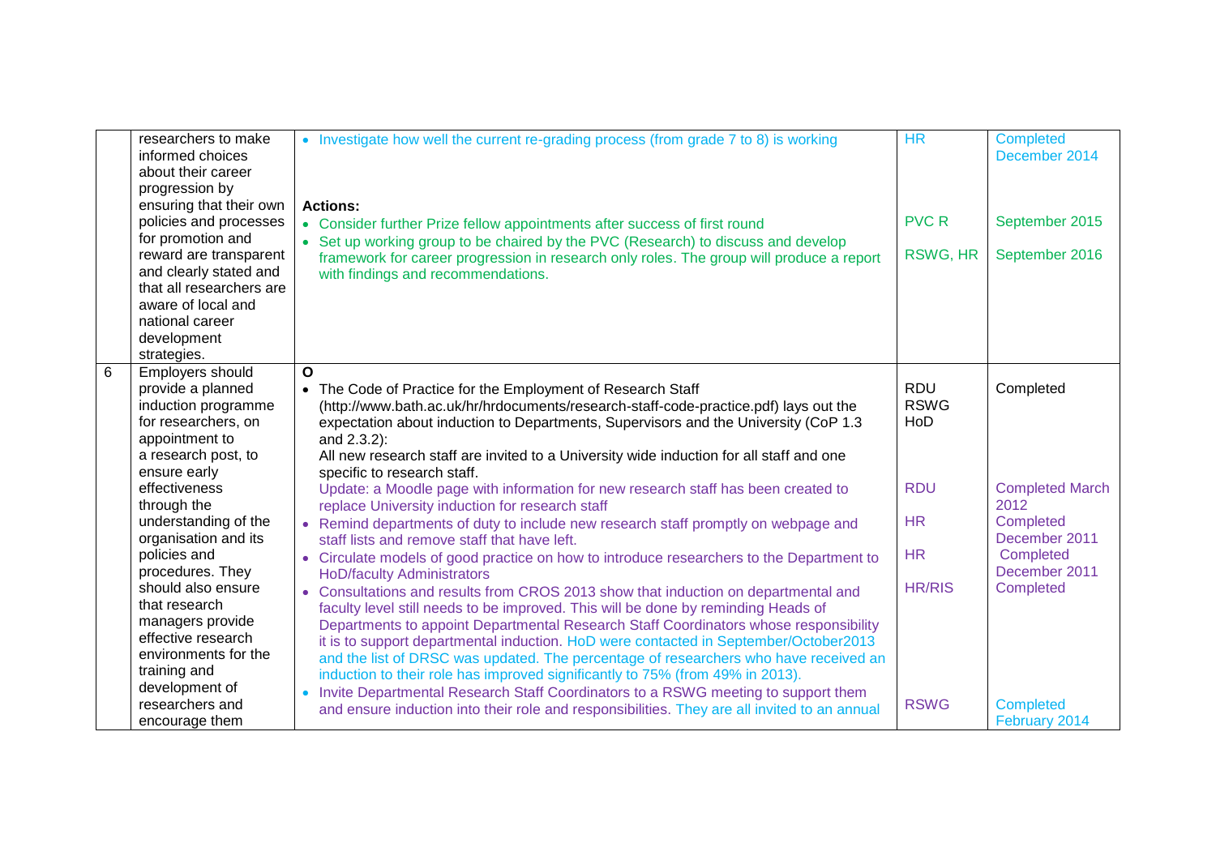|  |  |  |  |  |
|---|---|---|---|---|
|  | researchers to make informed choices about their career progression by ensuring that their own policies and processes for promotion and reward are transparent and clearly stated and that all researchers are aware of local and national career development strategies. | • Investigate how well the current re-grading process (from grade 7 to 8) is working<br><br>**Actions:**<br>• Consider further Prize fellow appointments after success of first round<br>• Set up working group to be chaired by the PVC (Research) to discuss and develop framework for career progression in research only roles. The group will produce a report with findings and recommendations. | HR<br><br>PVC R<br>RSWG, HR | Completed December 2014<br><br>September 2015<br>September 2016 |
| 6 | Employers should provide a planned induction programme for researchers, on appointment to a research post, to ensure early effectiveness through the understanding of the organisation and its policies and procedures. They should also ensure that research managers provide effective research environments for the training and development of researchers and encourage them | **O**<br>• The Code of Practice for the Employment of Research Staff (http://www.bath.ac.uk/hr/hrdocuments/research-staff-code-practice.pdf) lays out the expectation about induction to Departments, Supervisors and the University (CoP 1.3 and 2.3.2):<br>All new research staff are invited to a University wide induction for all staff and one specific to research staff.<br>Update: a Moodle page with information for new research staff has been created to replace University induction for research staff<br>• Remind departments of duty to include new research staff promptly on webpage and staff lists and remove staff that have left.<br>• Circulate models of good practice on how to introduce researchers to the Department to HoD/faculty Administrators<br>• Consultations and results from CROS 2013 show that induction on departmental and faculty level still needs to be improved. This will be done by reminding Heads of Departments to appoint Departmental Research Staff Coordinators whose responsibility it is to support departmental induction. HoD were contacted in September/October2013 and the list of DRSC was updated. The percentage of researchers who have received an induction to their role has improved significantly to 75% (from 49% in 2013).<br>• Invite Departmental Research Staff Coordinators to a RSWG meeting to support them and ensure induction into their role and responsibilities. They are all invited to an annual | RDU<br>RSWG<br>HoD<br><br>RDU<br><br>HR<br><br>HR<br><br>HR/RIS<br><br>RSWG | Completed<br><br>Completed March 2012<br>Completed December 2011<br>Completed December 2011<br>Completed<br><br>Completed February 2014 |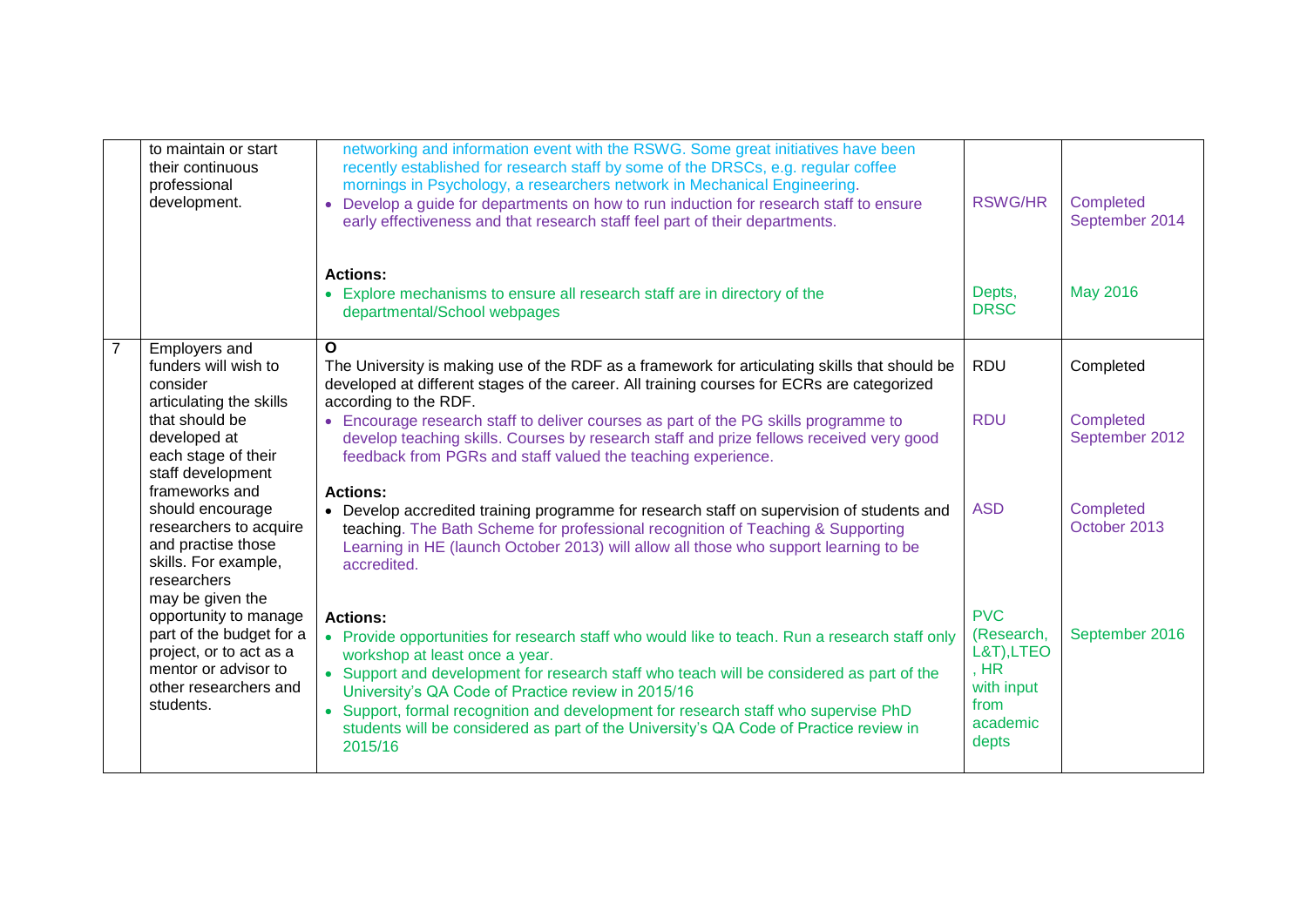|  |  |  |  |  |
|---|---|---|---|---|
|  | to maintain or start their continuous professional development. | networking and information event with the RSWG. Some great initiatives have been recently established for research staff by some of the DRSCs, e.g. regular coffee mornings in Psychology, a researchers network in Mechanical Engineering.<br>• Develop a guide for departments on how to run induction for research staff to ensure early effectiveness and that research staff feel part of their departments.<br><br>**Actions:**<br>• Explore mechanisms to ensure all research staff are in directory of the departmental/School webpages | RSWG/HR<br><br>Depts, DRSC | Completed September 2014<br><br>May 2016 |
| 7 | Employers and funders will wish to consider articulating the skills that should be developed at each stage of their staff development frameworks and should encourage researchers to acquire and practise those skills. For example, researchers may be given the opportunity to manage part of the budget for a project, or to act as a mentor or advisor to other researchers and students. | **O**<br>The University is making use of the RDF as a framework for articulating skills that should be developed at different stages of the career. All training courses for ECRs are categorized according to the RDF.<br>• Encourage research staff to deliver courses as part of the PG skills programme to develop teaching skills. Courses by research staff and prize fellows received very good feedback from PGRs and staff valued the teaching experience.<br><br>**Actions:**<br>• Develop accredited training programme for research staff on supervision of students and teaching. The Bath Scheme for professional recognition of Teaching & Supporting Learning in HE (launch October 2013) will allow all those who support learning to be accredited.<br><br>**Actions:**<br>• Provide opportunities for research staff who would like to teach. Run a research staff only workshop at least once a year.<br>• Support and development for research staff who teach will be considered as part of the University's QA Code of Practice review in 2015/16<br>• Support, formal recognition and development for research staff who supervise PhD students will be considered as part of the University's QA Code of Practice review in 2015/16 | RDU<br><br>RDU<br><br>ASD<br><br>PVC (Research, L&T),LTEO, HR with input from academic depts | Completed<br><br>Completed September 2012<br><br>Completed October 2013<br><br>September 2016 |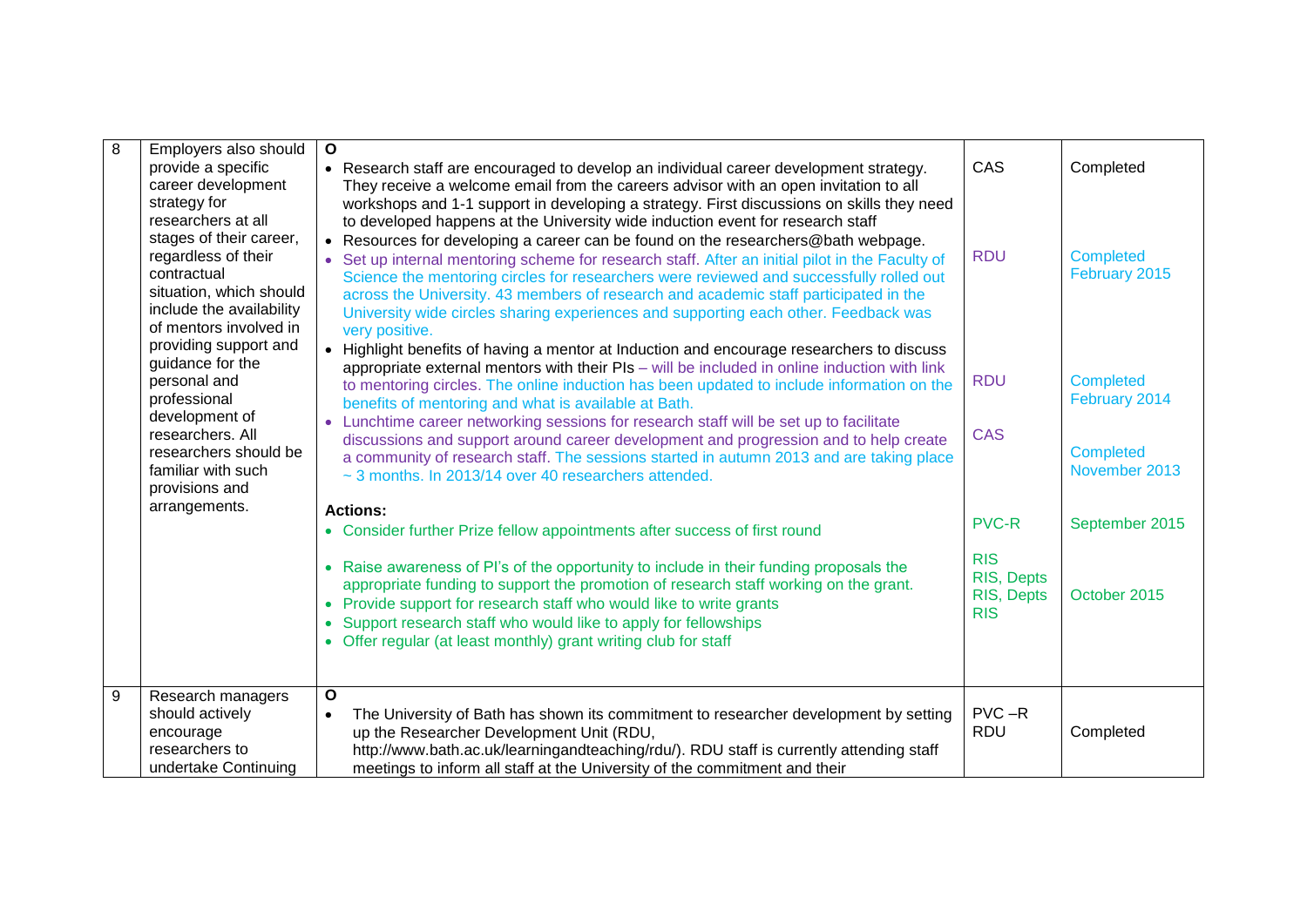| 8 | Employers also should provide a specific career development strategy for researchers at all stages of their career, regardless of their contractual situation, which should include the availability of mentors involved in providing support and guidance for the personal and professional development of researchers. All researchers should be familiar with such provisions and arrangements. | **O**<br>• Research staff are encouraged to develop an individual career development strategy. They receive a welcome email from the careers advisor with an open invitation to all workshops and 1-1 support in developing a strategy. First discussions on skills they need to developed happens at the University wide induction event for research staff<br>• Resources for developing a career can be found on the researchers@bath webpage.<br>• Set up internal mentoring scheme for research staff. After an initial pilot in the Faculty of Science the mentoring circles for researchers were reviewed and successfully rolled out across the University. 43 members of research and academic staff participated in the University wide circles sharing experiences and supporting each other. Feedback was very positive.<br>• Highlight benefits of having a mentor at Induction and encourage researchers to discuss appropriate external mentors with their PIs – will be included in online induction with link to mentoring circles. The online induction has been updated to include information on the benefits of mentoring and what is available at Bath.<br>• Lunchtime career networking sessions for research staff will be set up to facilitate discussions and support around career development and progression and to help create a community of research staff. The sessions started in autumn 2013 and are taking place ~ 3 months. In 2013/14 over 40 researchers attended.<br><br>**Actions:**<br>• Consider further Prize fellow appointments after success of first round<br><br>• Raise awareness of PI's of the opportunity to include in their funding proposals the appropriate funding to support the promotion of research staff working on the grant.<br>• Provide support for research staff who would like to write grants<br>• Support research staff who would like to apply for fellowships<br>• Offer regular (at least monthly) grant writing club for staff | CAS<br><br><br><br>RDU<br><br><br><br>RDU<br><br>CAS<br><br><br>PVC-R<br><br>RIS<br>RIS, Depts<br>RIS, Depts<br>RIS | Completed<br><br><br><br>Completed February 2015<br><br><br><br>Completed February 2014<br><br>Completed November 2013<br><br>September 2015<br><br><br>October 2015 |
|---|---|---|---|---|
| 9 | Research managers should actively encourage researchers to undertake Continuing | **O**<br>• The University of Bath has shown its commitment to researcher development by setting up the Researcher Development Unit (RDU, http://www.bath.ac.uk/learningandteaching/rdu/). RDU staff is currently attending staff meetings to inform all staff at the University of the commitment and their | PVC –R<br>RDU | Completed |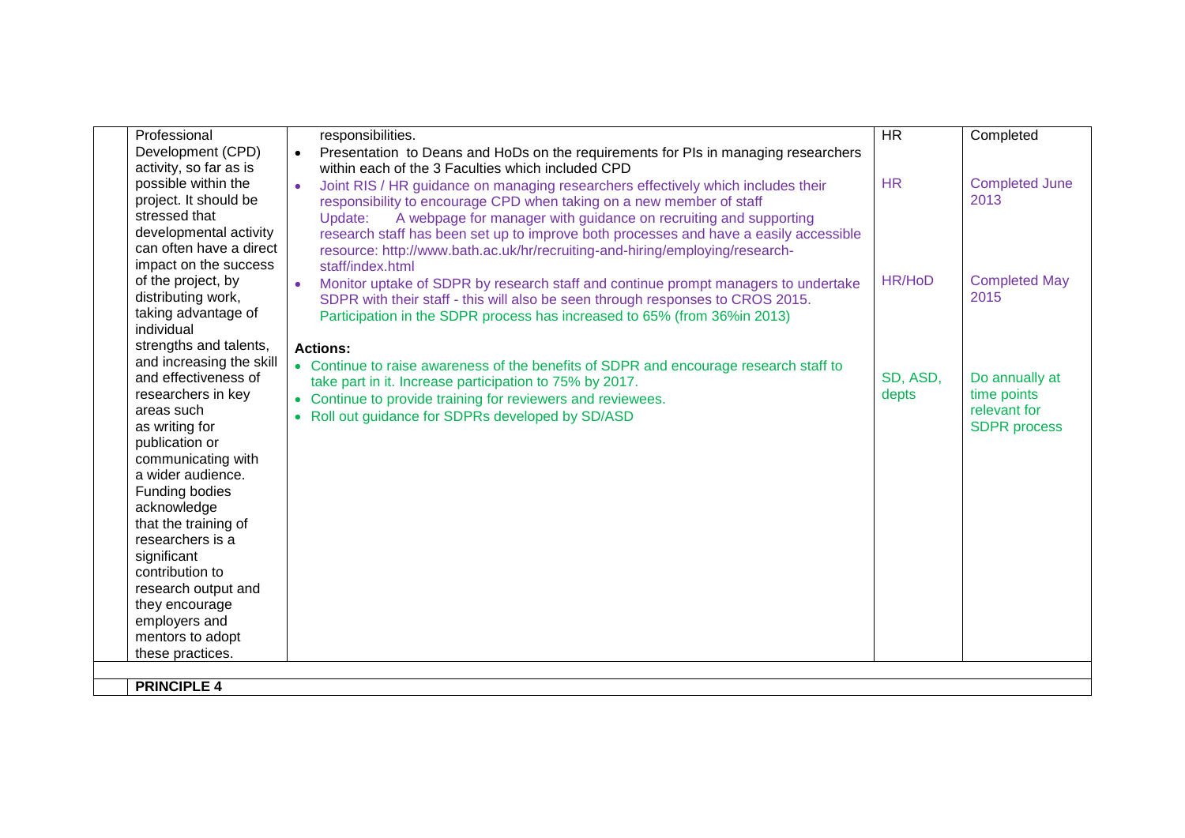| | | | | |
|---|---|---|---|---|
| | Professional Development (CPD) activity, so far as is possible within the project. It should be stressed that developmental activity can often have a direct impact on the success of the project, by distributing work, taking advantage of individual strengths and talents, and increasing the skill and effectiveness of researchers in key areas such as writing for publication or communicating with a wider audience. Funding bodies acknowledge that the training of researchers is a significant contribution to research output and they encourage employers and mentors to adopt these practices. | responsibilities.<br>• Presentation to Deans and HoDs on the requirements for PIs in managing researchers within each of the 3 Faculties which included CPD<br>• Joint RIS / HR guidance on managing researchers effectively which includes their responsibility to encourage CPD when taking on a new member of staff<br>Update: A webpage for manager with guidance on recruiting and supporting research staff has been set up to improve both processes and have a easily accessible resource: http://www.bath.ac.uk/hr/recruiting-and-hiring/employing/research-staff/index.html<br>• Monitor uptake of SDPR by research staff and continue prompt managers to undertake SDPR with their staff - this will also be seen through responses to CROS 2015. Participation in the SDPR process has increased to 65% (from 36%in 2013)<br><br>**Actions:**<br>• Continue to raise awareness of the benefits of SDPR and encourage research staff to take part in it. Increase participation to 75% by 2017.<br>• Continue to provide training for reviewers and reviewees.<br>• Roll out guidance for SDPRs developed by SD/ASD | HR<br><br>HR<br><br>HR/HoD<br><br>SD, ASD, depts | Completed<br><br>Completed June 2013<br><br>Completed May 2015<br><br>Do annually at time points relevant for SDPR process |
| | | | | |
| | **PRINCIPLE 4** | | | |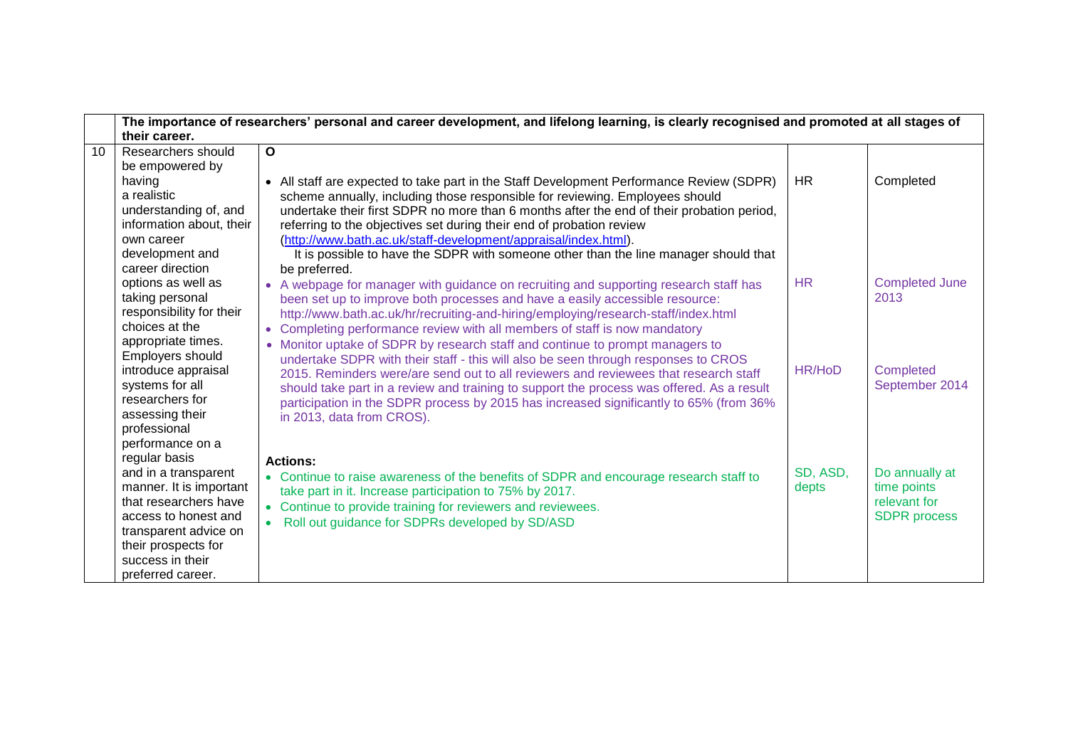| | The importance of researchers' personal and career development, and lifelong learning, is clearly recognised and promoted at all stages of their career. | | | |
|---|---|---|---|---|
| 10 | Researchers should be empowered by having a realistic understanding of, and information about, their own career development and career direction options as well as taking personal responsibility for their choices at the appropriate times. Employers should introduce appraisal systems for all researchers for assessing their professional performance on a regular basis and in a transparent manner. It is important that researchers have access to honest and transparent advice on their prospects for success in their preferred career. | **O**<br><br>• All staff are expected to take part in the Staff Development Performance Review (SDPR) scheme annually, including those responsible for reviewing. Employees should undertake their first SDPR no more than 6 months after the end of their probation period, referring to the objectives set during their end of probation review ([http://www.bath.ac.uk/staff-development/appraisal/index.html](http://www.bath.ac.uk/staff-development/appraisal/index.html)). It is possible to have the SDPR with someone other than the line manager should that be preferred.<br>• A webpage for manager with guidance on recruiting and supporting research staff has been set up to improve both processes and have a easily accessible resource: http://www.bath.ac.uk/hr/recruiting-and-hiring/employing/research-staff/index.html<br>• Completing performance review with all members of staff is now mandatory<br>• Monitor uptake of SDPR by research staff and continue to prompt managers to undertake SDPR with their staff - this will also be seen through responses to CROS 2015. Reminders were/are send out to all reviewers and reviewees that research staff should take part in a review and training to support the process was offered. As a result participation in the SDPR process by 2015 has increased significantly to 65% (from 36% in 2013, data from CROS).<br><br>**Actions:**<br>• Continue to raise awareness of the benefits of SDPR and encourage research staff to take part in it. Increase participation to 75% by 2017.<br>• Continue to provide training for reviewers and reviewees.<br>• Roll out guidance for SDPRs developed by SD/ASD | HR<br><br>HR<br><br>HR/HoD<br><br>SD, ASD, depts | Completed<br><br>Completed June 2013<br><br>Completed September 2014<br><br>Do annually at time points relevant for SDPR process |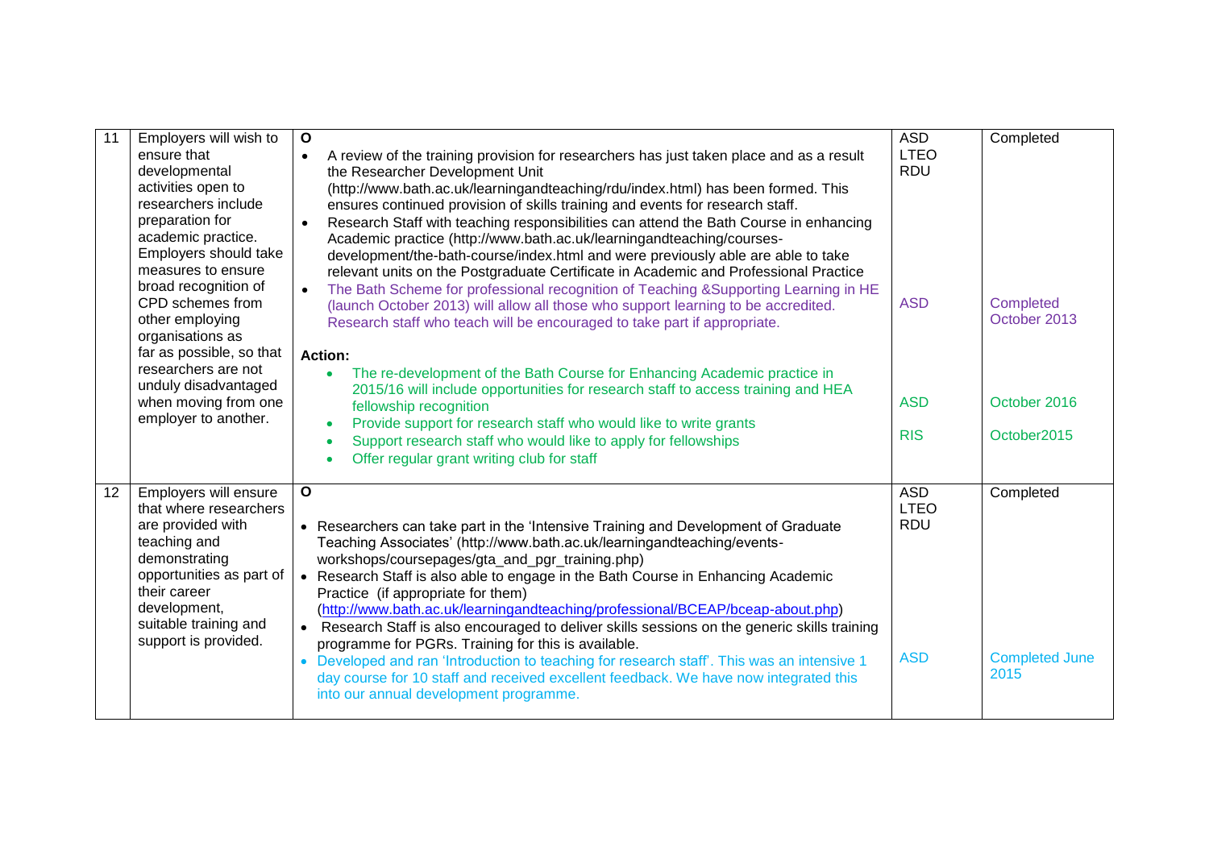| 11 | Employers will wish to ensure that developmental activities open to researchers include preparation for academic practice. Employers should take measures to ensure broad recognition of CPD schemes from other employing organisations as far as possible, so that researchers are not unduly disadvantaged when moving from one employer to another. | **O**<br>• A review of the training provision for researchers has just taken place and as a result the Researcher Development Unit (http://www.bath.ac.uk/learningandteaching/rdu/index.html) has been formed. This ensures continued provision of skills training and events for research staff.<br>• Research Staff with teaching responsibilities can attend the Bath Course in enhancing Academic practice (http://www.bath.ac.uk/learningandteaching/courses-development/the-bath-course/index.html and were previously able are able to take relevant units on the Postgraduate Certificate in Academic and Professional Practice<br>• The Bath Scheme for professional recognition of Teaching &Supporting Learning in HE (launch October 2013) will allow all those who support learning to be accredited. Research staff who teach will be encouraged to take part if appropriate.<br><br>**Action:**<br>• The re-development of the Bath Course for Enhancing Academic practice in 2015/16 will include opportunities for research staff to access training and HEA fellowship recognition<br>• Provide support for research staff who would like to write grants<br>• Support research staff who would like to apply for fellowships<br>• Offer regular grant writing club for staff | ASD<br>LTEO<br>RDU<br><br>ASD<br><br>ASD<br><br>RIS | Completed<br><br>Completed October 2013<br><br>October 2016<br><br>October2015 |
|---|---|---|---|---|
| 12 | Employers will ensure that where researchers are provided with teaching and demonstrating opportunities as part of their career development, suitable training and support is provided. | **O**<br>• Researchers can take part in the 'Intensive Training and Development of Graduate Teaching Associates' (http://www.bath.ac.uk/learningandteaching/events-workshops/coursepages/gta_and_pgr_training.php)<br>• Research Staff is also able to engage in the Bath Course in Enhancing Academic Practice (if appropriate for them) (http://www.bath.ac.uk/learningandteaching/professional/BCEAP/bceap-about.php)<br>• Research Staff is also encouraged to deliver skills sessions on the generic skills training programme for PGRs. Training for this is available.<br>• Developed and ran 'Introduction to teaching for research staff'. This was an intensive 1 day course for 10 staff and received excellent feedback. We have now integrated this into our annual development programme. | ASD<br>LTEO<br>RDU<br><br>ASD | Completed<br><br>Completed June 2015 |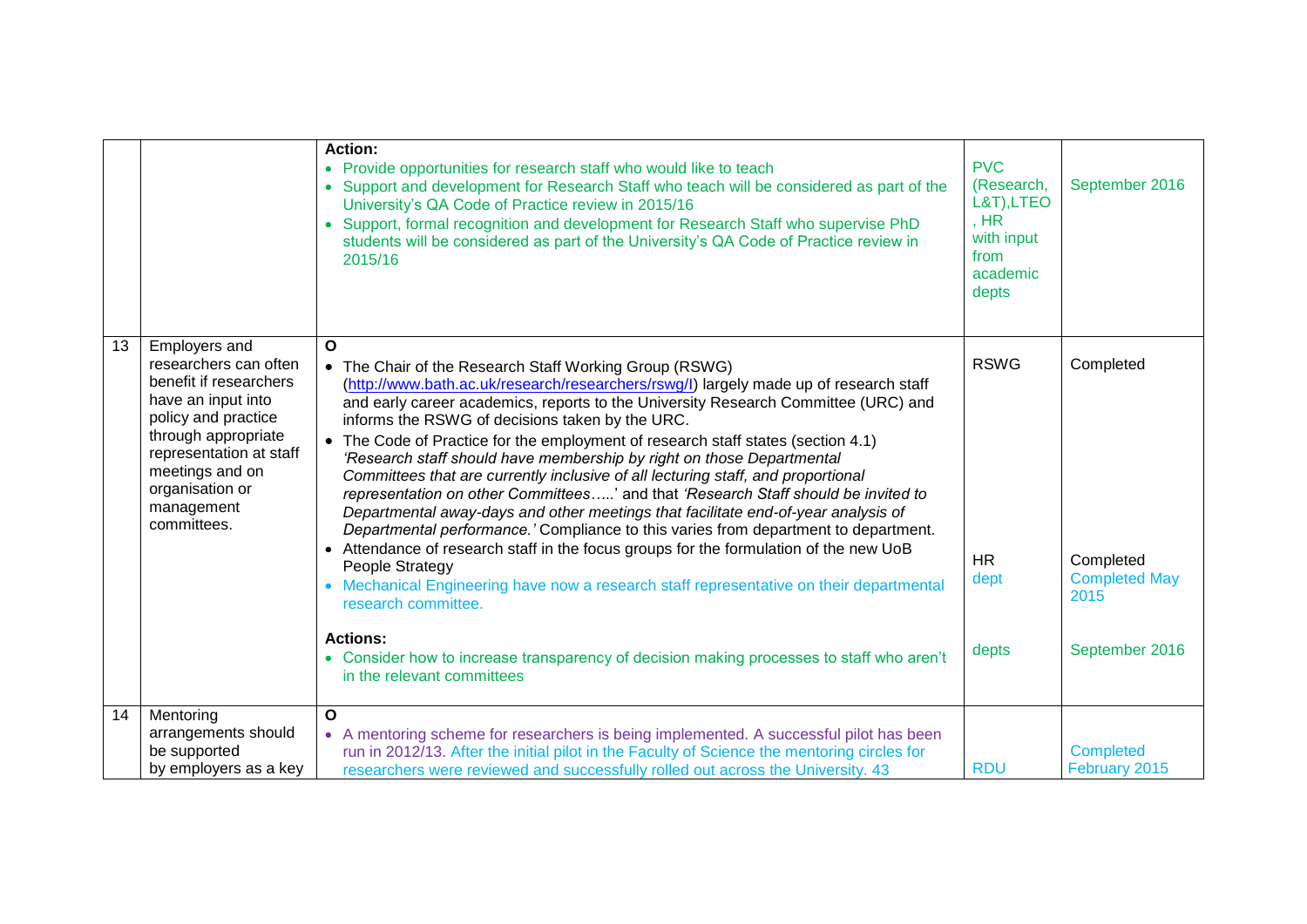| | | | | |
|---|---|---|---|---|
| | | **Action:**<br>• Provide opportunities for research staff who would like to teach<br>• Support and development for Research Staff who teach will be considered as part of the University's QA Code of Practice review in 2015/16<br>• Support, formal recognition and development for Research Staff who supervise PhD students will be considered as part of the University's QA Code of Practice review in 2015/16 | PVC (Research, L&T),LTEO , HR with input from academic depts | September 2016 |
| 13 | Employers and researchers can often benefit if researchers have an input into policy and practice through appropriate representation at staff meetings and on organisation or management committees. | **O**<br>• The Chair of the Research Staff Working Group (RSWG) (http://www.bath.ac.uk/research/researchers/rswg/l) largely made up of research staff and early career academics, reports to the University Research Committee (URC) and informs the RSWG of decisions taken by the URC.<br>• The Code of Practice for the employment of research staff states (section 4.1) *'Research staff should have membership by right on those Departmental Committees that are currently inclusive of all lecturing staff, and proportional representation on other Committees…..'* and that *'Research Staff should be invited to Departmental away-days and other meetings that facilitate end-of-year analysis of Departmental performance.'* Compliance to this varies from department to department.<br>• Attendance of research staff in the focus groups for the formulation of the new UoB People Strategy<br>• Mechanical Engineering have now a research staff representative on their departmental research committee.<br><br>**Actions:**<br>• Consider how to increase transparency of decision making processes to staff who aren't in the relevant committees | RSWG<br><br>HR<br>dept<br><br>depts | Completed<br><br>Completed<br>Completed May 2015<br><br>September 2016 |
| 14 | Mentoring arrangements should be supported by employers as a key | **O**<br>• A mentoring scheme for researchers is being implemented. A successful pilot has been run in 2012/13. After the initial pilot in the Faculty of Science the mentoring circles for researchers were reviewed and successfully rolled out across the University. 43 | RDU | Completed February 2015 |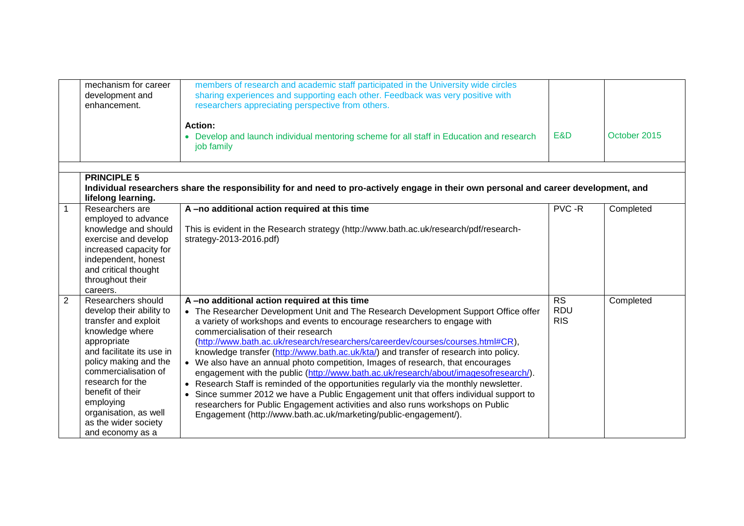| | | | | |
|---|---|---|---|---|
| | mechanism for career development and enhancement. | members of research and academic staff participated in the University wide circles sharing experiences and supporting each other. Feedback was very positive with researchers appreciating perspective from others.<br><br>**Action:**<br>• Develop and launch individual mentoring scheme for all staff in Education and research job family | E&D | October 2015 |
| | | | | |
| | **PRINCIPLE 5**<br>**Individual researchers share the responsibility for and need to pro-actively engage in their own personal and career development, and lifelong learning.** | | | |
| 1 | Researchers are employed to advance knowledge and should exercise and develop increased capacity for independent, honest and critical thought throughout their careers. | **A –no additional action required at this time**<br><br>This is evident in the Research strategy (http://www.bath.ac.uk/research/pdf/research-strategy-2013-2016.pdf) | PVC -R | Completed |
| 2 | Researchers should develop their ability to transfer and exploit knowledge where appropriate and facilitate its use in policy making and the commercialisation of research for the benefit of their employing organisation, as well as the wider society and economy as a | **A –no additional action required at this time**<br>• The Researcher Development Unit and The Research Development Support Office offer a variety of workshops and events to encourage researchers to engage with commercialisation of their research (http://www.bath.ac.uk/research/researchers/careerdev/courses/courses.html#CR), knowledge transfer (http://www.bath.ac.uk/kta/) and transfer of research into policy.<br>• We also have an annual photo competition, Images of research, that encourages engagement with the public (http://www.bath.ac.uk/research/about/imagesofresearch/).<br>• Research Staff is reminded of the opportunities regularly via the monthly newsletter.<br>• Since summer 2012 we have a Public Engagement unit that offers individual support to researchers for Public Engagement activities and also runs workshops on Public Engagement (http://www.bath.ac.uk/marketing/public-engagement/). | RS<br>RDU<br>RIS | Completed |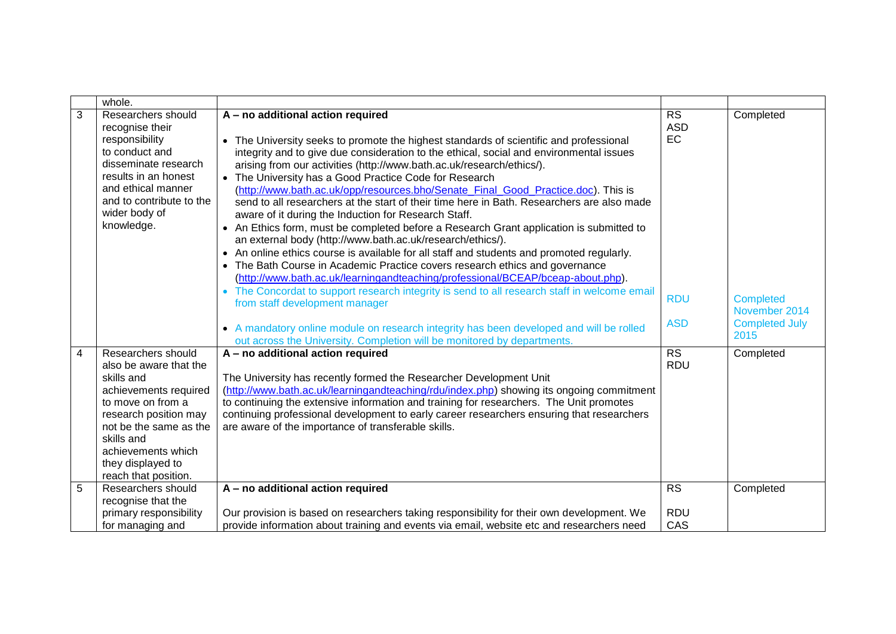|  | whole. |  |  |  |
|---|---|---|---|---|
| 3 | Researchers should recognise their responsibility to conduct and disseminate research results in an honest and ethical manner and to contribute to the wider body of knowledge. | **A – no additional action required**<br><br>• The University seeks to promote the highest standards of scientific and professional integrity and to give due consideration to the ethical, social and environmental issues arising from our activities (http://www.bath.ac.uk/research/ethics/).<br>• The University has a Good Practice Code for Research (http://www.bath.ac.uk/opp/resources.bho/Senate_Final_Good_Practice.doc). This is send to all researchers at the start of their time here in Bath. Researchers are also made aware of it during the Induction for Research Staff.<br>• An Ethics form, must be completed before a Research Grant application is submitted to an external body (http://www.bath.ac.uk/research/ethics/).<br>• An online ethics course is available for all staff and students and promoted regularly.<br>• The Bath Course in Academic Practice covers research ethics and governance (http://www.bath.ac.uk/learningandteaching/professional/BCEAP/bceap-about.php).<br>• The Concordat to support research integrity is send to all research staff in welcome email from staff development manager<br><br>• A mandatory online module on research integrity has been developed and will be rolled out across the University. Completion will be monitored by departments. | RS<br>ASD<br>EC<br><br><br><br><br><br><br><br><br><br><br>RDU<br><br>ASD | Completed<br><br><br><br><br><br><br><br><br><br><br><br><br>Completed November 2014<br>Completed July 2015 |
| 4 | Researchers should also be aware that the skills and achievements required to move on from a research position may not be the same as the skills and achievements which they displayed to reach that position. | **A – no additional action required**<br><br>The University has recently formed the Researcher Development Unit (http://www.bath.ac.uk/learningandteaching/rdu/index.php) showing its ongoing commitment to continuing the extensive information and training for researchers. The Unit promotes continuing professional development to early career researchers ensuring that researchers are aware of the importance of transferable skills. | RS<br>RDU | Completed |
| 5 | Researchers should recognise that the primary responsibility for managing and | **A – no additional action required**<br><br>Our provision is based on researchers taking responsibility for their own development. We provide information about training and events via email, website etc and researchers need | RS<br><br>RDU<br>CAS | Completed |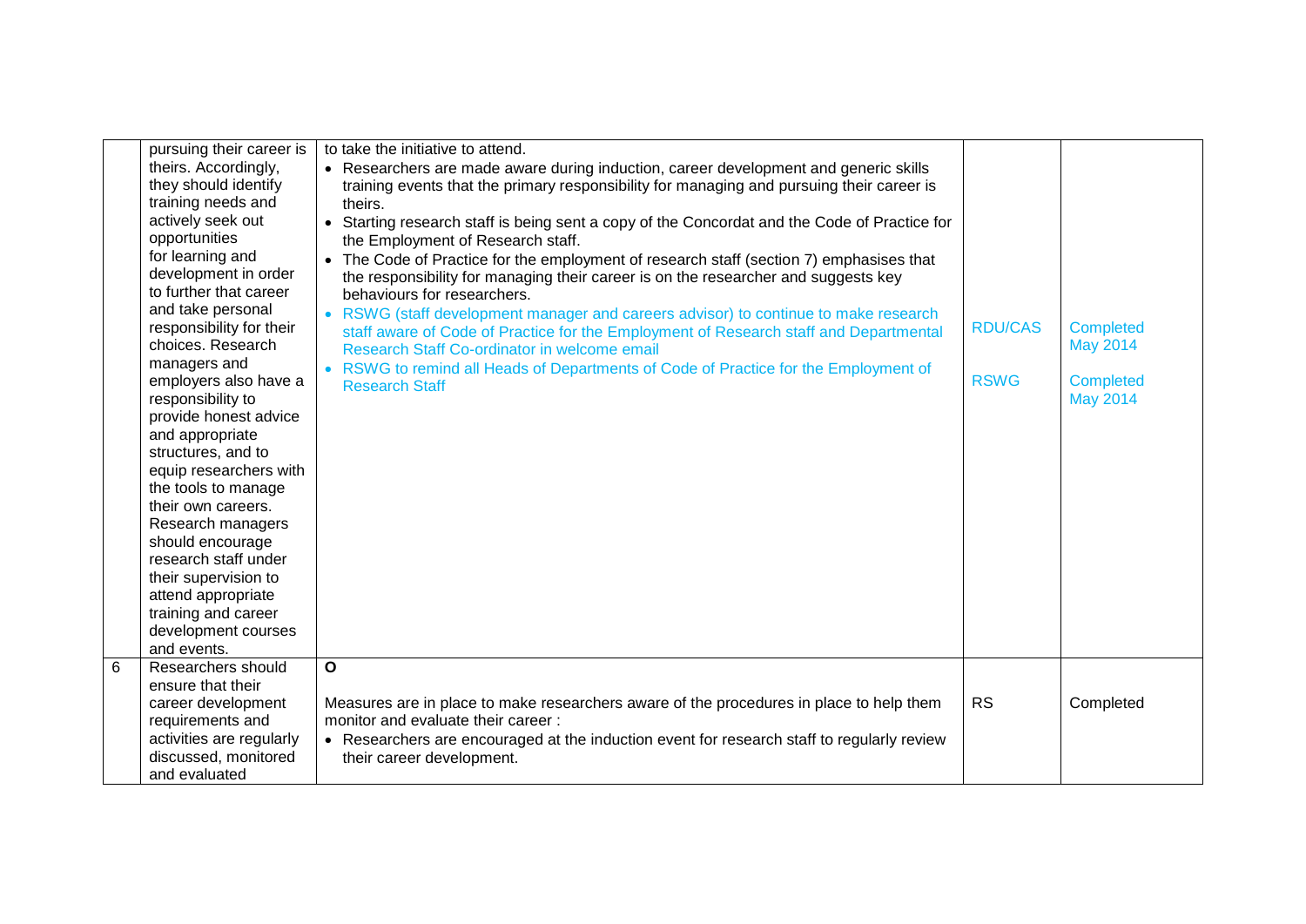| | | | | |
|---|---|---|---|---|
| | pursuing their career is theirs. Accordingly, they should identify training needs and actively seek out opportunities for learning and development in order to further that career and take personal responsibility for their choices. Research managers and employers also have a responsibility to provide honest advice and appropriate structures, and to equip researchers with the tools to manage their own careers. Research managers should encourage research staff under their supervision to attend appropriate training and career development courses and events. | to take the initiative to attend.<br>• Researchers are made aware during induction, career development and generic skills training events that the primary responsibility for managing and pursuing their career is theirs.<br>• Starting research staff is being sent a copy of the Concordat and the Code of Practice for the Employment of Research staff.<br>• The Code of Practice for the employment of research staff (section 7) emphasises that the responsibility for managing their career is on the researcher and suggests key behaviours for researchers.<br>• RSWG (staff development manager and careers advisor) to continue to make research staff aware of Code of Practice for the Employment of Research staff and Departmental Research Staff Co-ordinator in welcome email<br>• RSWG to remind all Heads of Departments of Code of Practice for the Employment of Research Staff | RDU/CAS<br><br>RSWG | Completed May 2014<br><br>Completed May 2014 |
| 6 | Researchers should ensure that their career development requirements and activities are regularly discussed, monitored and evaluated | **O**<br><br>Measures are in place to make researchers aware of the procedures in place to help them monitor and evaluate their career :<br>• Researchers are encouraged at the induction event for research staff to regularly review their career development. | RS | Completed |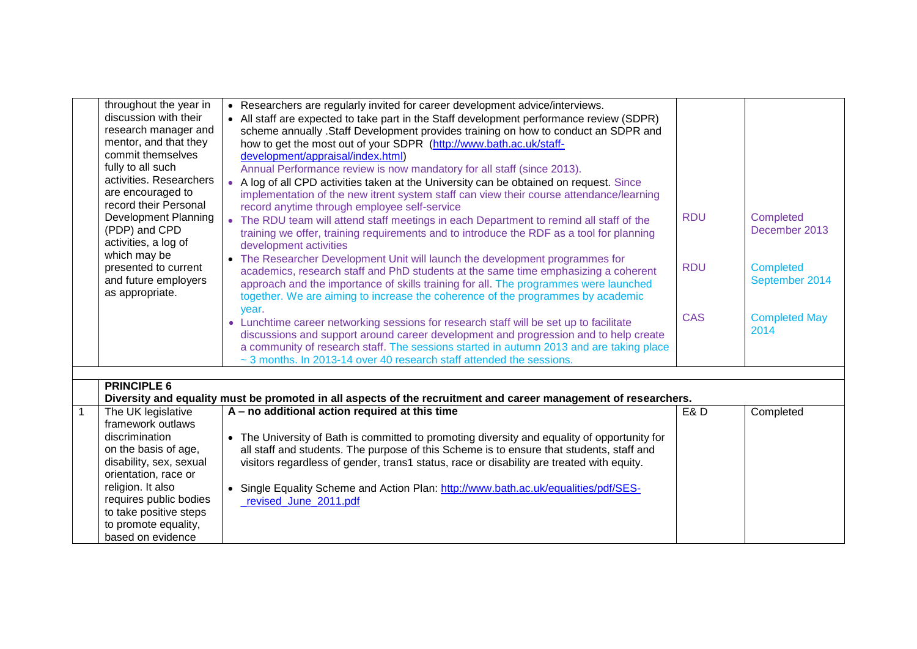| | | | | |
|---|---|---|---|---|
| | throughout the year in discussion with their research manager and mentor, and that they commit themselves fully to all such activities. Researchers are encouraged to record their Personal Development Planning (PDP) and CPD activities, a log of which may be presented to current and future employers as appropriate. | • Researchers are regularly invited for career development advice/interviews.<br>• All staff are expected to take part in the Staff development performance review (SDPR) scheme annually .Staff Development provides training on how to conduct an SDPR and how to get the most out of your SDPR (http://www.bath.ac.uk/staff-development/appraisal/index.html)<br>Annual Performance review is now mandatory for all staff (since 2013).<br>• A log of all CPD activities taken at the University can be obtained on request. Since implementation of the new itrent system staff can view their course attendance/learning record anytime through employee self-service<br>• The RDU team will attend staff meetings in each Department to remind all staff of the training we offer, training requirements and to introduce the RDF as a tool for planning development activities<br>• The Researcher Development Unit will launch the development programmes for academics, research staff and PhD students at the same time emphasizing a coherent approach and the importance of skills training for all. The programmes were launched together. We are aiming to increase the coherence of the programmes by academic year.<br>• Lunchtime career networking sessions for research staff will be set up to facilitate discussions and support around career development and progression and to help create a community of research staff. The sessions started in autumn 2013 and are taking place ~ 3 months. In 2013-14 over 40 research staff attended the sessions. | RDU<br><br>RDU<br><br>CAS | Completed December 2013<br><br>Completed September 2014<br><br>Completed May 2014 |
| | **PRINCIPLE 6**<br>**Diversity and equality must be promoted in all aspects of the recruitment and career management of researchers.** | | | |
| 1 | The UK legislative framework outlaws discrimination on the basis of age, disability, sex, sexual orientation, race or religion. It also requires public bodies to take positive steps to promote equality, based on evidence | **A – no additional action required at this time**<br><br>• The University of Bath is committed to promoting diversity and equality of opportunity for all staff and students. The purpose of this Scheme is to ensure that students, staff and visitors regardless of gender, trans1 status, race or disability are treated with equity.<br><br>• Single Equality Scheme and Action Plan: http://www.bath.ac.uk/equalities/pdf/SES-_revised_June_2011.pdf | E& D | Completed |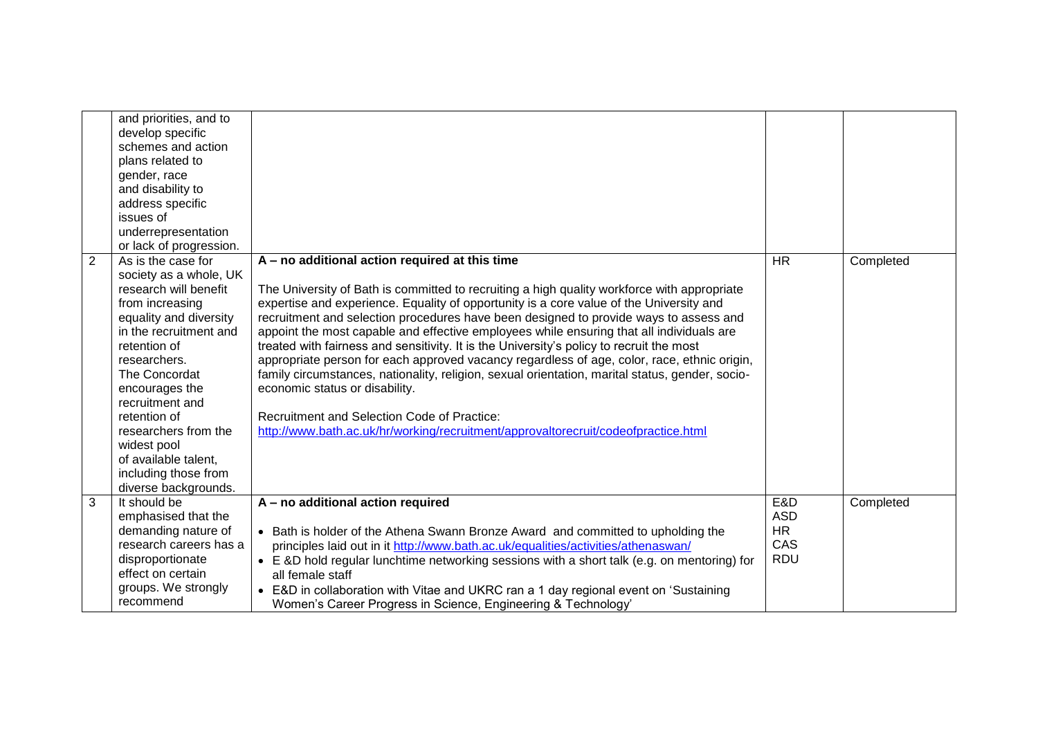|   |   |   |   |   |
|---|---|---|---|---|
|   | and priorities, and to develop specific schemes and action plans related to gender, race and disability to address specific issues of underrepresentation or lack of progression. |   |   |   |
| 2 | As is the case for society as a whole, UK research will benefit from increasing equality and diversity in the recruitment and retention of researchers. The Concordat encourages the recruitment and retention of researchers from the widest pool of available talent, including those from diverse backgrounds. | **A – no additional action required at this time**<br><br>The University of Bath is committed to recruiting a high quality workforce with appropriate expertise and experience. Equality of opportunity is a core value of the University and recruitment and selection procedures have been designed to provide ways to assess and appoint the most capable and effective employees while ensuring that all individuals are treated with fairness and sensitivity. It is the University's policy to recruit the most appropriate person for each approved vacancy regardless of age, color, race, ethnic origin, family circumstances, nationality, religion, sexual orientation, marital status, gender, socio-economic status or disability.<br><br>Recruitment and Selection Code of Practice:<br>http://www.bath.ac.uk/hr/working/recruitment/approvaltorecruit/codeofpractice.html | HR | Completed |
| 3 | It should be emphasised that the demanding nature of research careers has a disproportionate effect on certain groups. We strongly recommend | **A – no additional action required**<br><br>• Bath is holder of the Athena Swann Bronze Award and committed to upholding the principles laid out in it http://www.bath.ac.uk/equalities/activities/athenaswan/<br>• E &D hold regular lunchtime networking sessions with a short talk (e.g. on mentoring) for all female staff<br>• E&D in collaboration with Vitae and UKRC ran a 1 day regional event on 'Sustaining Women's Career Progress in Science, Engineering & Technology' | E&D<br>ASD<br>HR<br>CAS<br>RDU | Completed |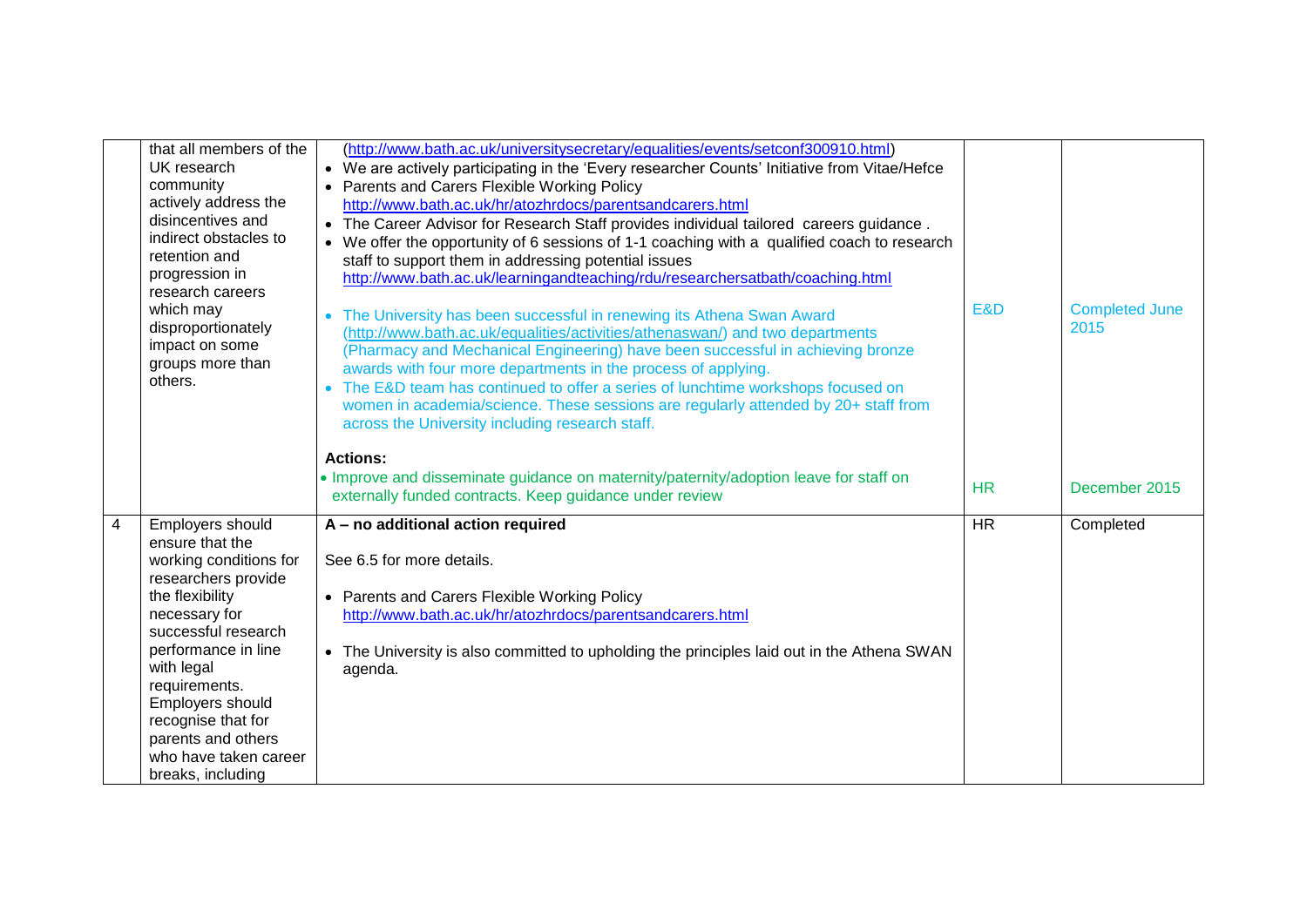|  |  |  |  |  |
|---|---|---|---|---|
|  | that all members of the UK research community actively address the disincentives and indirect obstacles to retention and progression in research careers which may disproportionately impact on some groups more than others. | (http://www.bath.ac.uk/universitysecretary/equalities/events/setconf300910.html)<br>• We are actively participating in the 'Every researcher Counts' Initiative from Vitae/Hefce<br>• Parents and Carers Flexible Working Policy http://www.bath.ac.uk/hr/atozhrdocs/parentsandcarers.html<br>• The Career Advisor for Research Staff provides individual tailored careers guidance .<br>• We offer the opportunity of 6 sessions of 1-1 coaching with a qualified coach to research staff to support them in addressing potential issues http://www.bath.ac.uk/learningandteaching/rdu/researchersatbath/coaching.html<br>• The University has been successful in renewing its Athena Swan Award (http://www.bath.ac.uk/equalities/activities/athenaswan/) and two departments (Pharmacy and Mechanical Engineering) have been successful in achieving bronze awards with four more departments in the process of applying.<br>• The E&D team has continued to offer a series of lunchtime workshops focused on women in academia/science. These sessions are regularly attended by 20+ staff from across the University including research staff.<br><br>**Actions:**<br>• Improve and disseminate guidance on maternity/paternity/adoption leave for staff on externally funded contracts. Keep guidance under review | E&D<br><br>HR | Completed June 2015<br><br>December 2015 |
| 4 | Employers should ensure that the working conditions for researchers provide the flexibility necessary for successful research performance in line with legal requirements. Employers should recognise that for parents and others who have taken career breaks, including | **A – no additional action required**<br><br>See 6.5 for more details.<br><br>• Parents and Carers Flexible Working Policy http://www.bath.ac.uk/hr/atozhrdocs/parentsandcarers.html<br><br>• The University is also committed to upholding the principles laid out in the Athena SWAN agenda. | HR | Completed |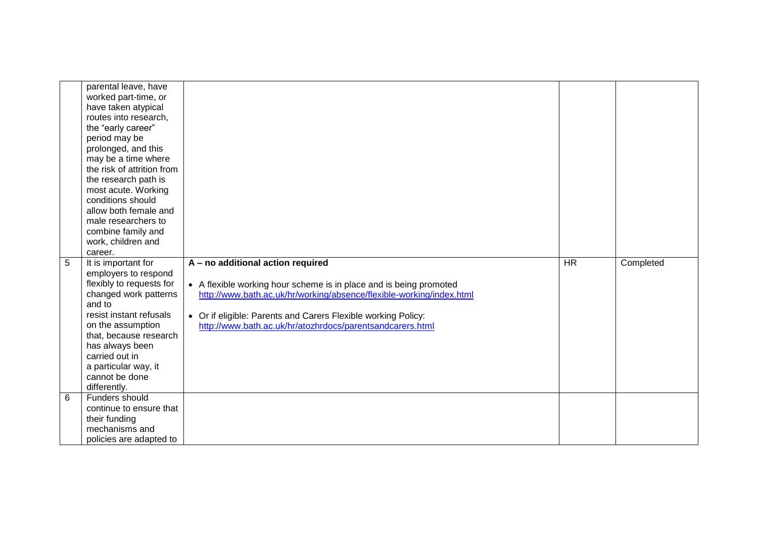|  |  |  |  |  |
|---|---|---|---|---|
|  | parental leave, have worked part-time, or have taken atypical routes into research, the "early career" period may be prolonged, and this may be a time where the risk of attrition from the research path is most acute. Working conditions should allow both female and male researchers to combine family and work, children and career. |  |  |  |
| 5 | It is important for employers to respond flexibly to requests for changed work patterns and to resist instant refusals on the assumption that, because research has always been carried out in a particular way, it cannot be done differently. | **A – no additional action required**<br><br>• A flexible working hour scheme is in place and is being promoted [http://www.bath.ac.uk/hr/working/absence/flexible-working/index.html](http://www.bath.ac.uk/hr/working/absence/flexible-working/index.html)<br><br>• Or if eligible: Parents and Carers Flexible working Policy: [http://www.bath.ac.uk/hr/atozhrdocs/parentsandcarers.html](http://www.bath.ac.uk/hr/atozhrdocs/parentsandcarers.html) | HR | Completed |
| 6 | Funders should continue to ensure that their funding mechanisms and policies are adapted to |  |  |  |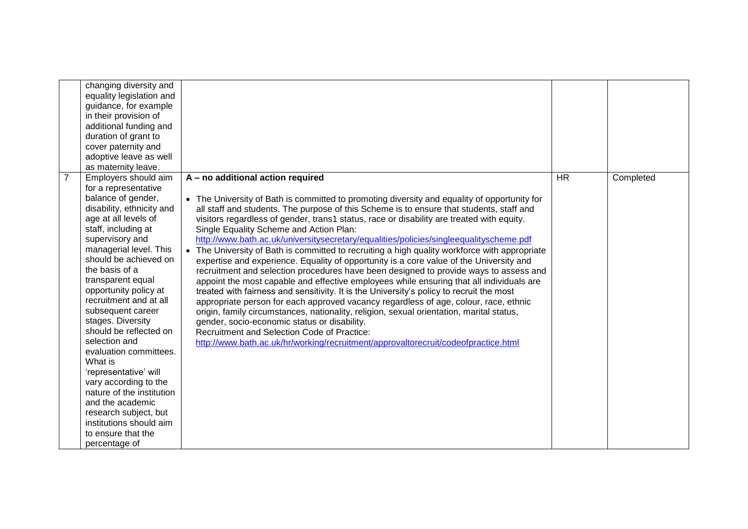| | | | | |
|---|---|---|---|---|
| | changing diversity and equality legislation and guidance, for example in their provision of additional funding and duration of grant to cover paternity and adoptive leave as well as maternity leave. | | | |
| 7 | Employers should aim for a representative balance of gender, disability, ethnicity and age at all levels of staff, including at supervisory and managerial level. This should be achieved on the basis of a transparent equal opportunity policy at recruitment and at all subsequent career stages. Diversity should be reflected on selection and evaluation committees. What is 'representative' will vary according to the nature of the institution and the academic research subject, but institutions should aim to ensure that the percentage of | **A – no additional action required**<br><br>• The University of Bath is committed to promoting diversity and equality of opportunity for all staff and students. The purpose of this Scheme is to ensure that students, staff and visitors regardless of gender, trans1 status, race or disability are treated with equity. Single Equality Scheme and Action Plan: http://www.bath.ac.uk/universitysecretary/equalities/policies/singleequalityscheme.pdf<br>• The University of Bath is committed to recruiting a high quality workforce with appropriate expertise and experience. Equality of opportunity is a core value of the University and recruitment and selection procedures have been designed to provide ways to assess and appoint the most capable and effective employees while ensuring that all individuals are treated with fairness and sensitivity. It is the University's policy to recruit the most appropriate person for each approved vacancy regardless of age, colour, race, ethnic origin, family circumstances, nationality, religion, sexual orientation, marital status, gender, socio-economic status or disability. Recruitment and Selection Code of Practice: http://www.bath.ac.uk/hr/working/recruitment/approvaltorecruit/codeofpractice.html | HR | Completed |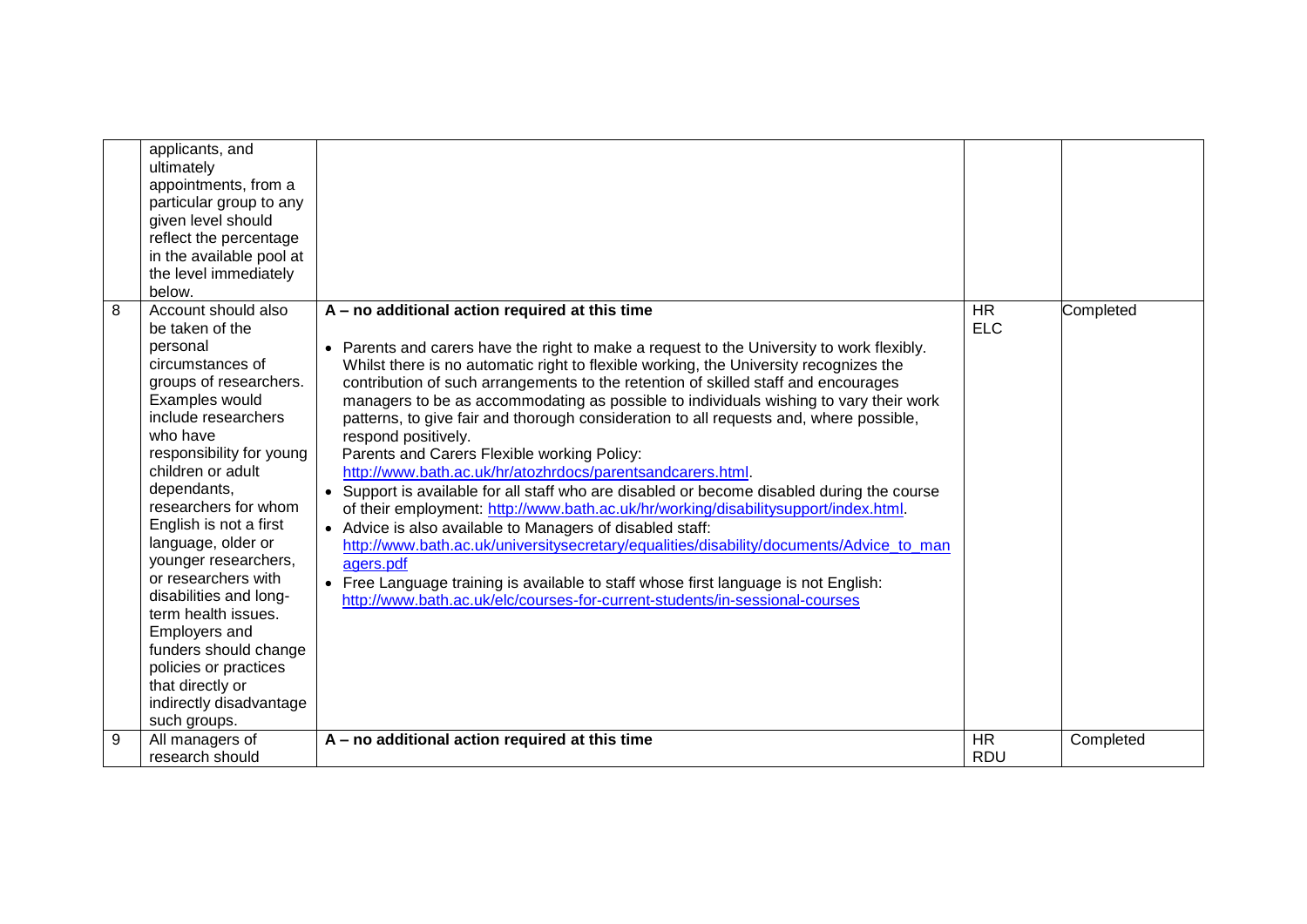| | | | | |
|---|---|---|---|---|
| | applicants, and ultimately appointments, from a particular group to any given level should reflect the percentage in the available pool at the level immediately below. | | | |
| 8 | Account should also be taken of the personal circumstances of groups of researchers. Examples would include researchers who have responsibility for young children or adult dependants, researchers for whom English is not a first language, older or younger researchers, or researchers with disabilities and long-term health issues. Employers and funders should change policies or practices that directly or indirectly disadvantage such groups. | **A – no additional action required at this time**<br><br>• Parents and carers have the right to make a request to the University to work flexibly. Whilst there is no automatic right to flexible working, the University recognizes the contribution of such arrangements to the retention of skilled staff and encourages managers to be as accommodating as possible to individuals wishing to vary their work patterns, to give fair and thorough consideration to all requests and, where possible, respond positively.<br>Parents and Carers Flexible working Policy: http://www.bath.ac.uk/hr/atozhrdocs/parentsandcarers.html.<br>• Support is available for all staff who are disabled or become disabled during the course of their employment: http://www.bath.ac.uk/hr/working/disabilitysupport/index.html.<br>• Advice is also available to Managers of disabled staff: http://www.bath.ac.uk/universitysecretary/equalities/disability/documents/Advice_to_managers.pdf<br>• Free Language training is available to staff whose first language is not English: http://www.bath.ac.uk/elc/courses-for-current-students/in-sessional-courses | HR<br>ELC | Completed |
| 9 | All managers of research should | **A – no additional action required at this time** | HR<br>RDU | Completed |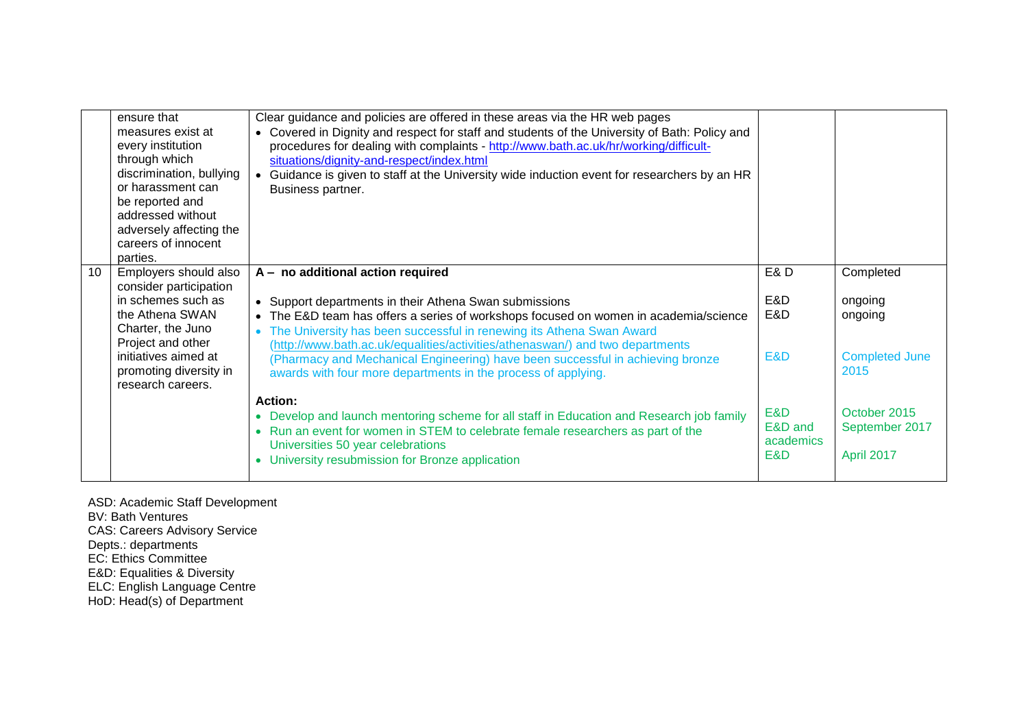| | | | | |
|---|---|---|---|---|
| | ensure that measures exist at every institution through which discrimination, bullying or harassment can be reported and addressed without adversely affecting the careers of innocent parties. | Clear guidance and policies are offered in these areas via the HR web pages<br>• Covered in Dignity and respect for staff and students of the University of Bath: Policy and procedures for dealing with complaints - http://www.bath.ac.uk/hr/working/difficult-situations/dignity-and-respect/index.html<br>• Guidance is given to staff at the University wide induction event for researchers by an HR Business partner. | | |
| 10 | Employers should also consider participation in schemes such as the Athena SWAN Charter, the Juno Project and other initiatives aimed at promoting diversity in research careers. | **A – no additional action required**<br><br>• Support departments in their Athena Swan submissions<br>• The E&D team has offers a series of workshops focused on women in academia/science<br>• The University has been successful in renewing its Athena Swan Award (http://www.bath.ac.uk/equalities/activities/athenaswan/) and two departments (Pharmacy and Mechanical Engineering) have been successful in achieving bronze awards with four more departments in the process of applying.<br><br>**Action:**<br>• Develop and launch mentoring scheme for all staff in Education and Research job family<br>• Run an event for women in STEM to celebrate female researchers as part of the Universities 50 year celebrations<br>• University resubmission for Bronze application | E& D<br><br>E&D<br>E&D<br><br>E&D<br><br><br>E&D<br>E&D and academics<br>E&D | Completed<br><br>ongoing<br>ongoing<br><br>Completed June 2015<br><br><br>October 2015<br>September 2017<br><br>April 2017 |

ASD: Academic Staff Development
BV: Bath Ventures
CAS: Careers Advisory Service
Depts.: departments
EC: Ethics Committee
E&D: Equalities & Diversity
ELC: English Language Centre
HoD: Head(s) of Department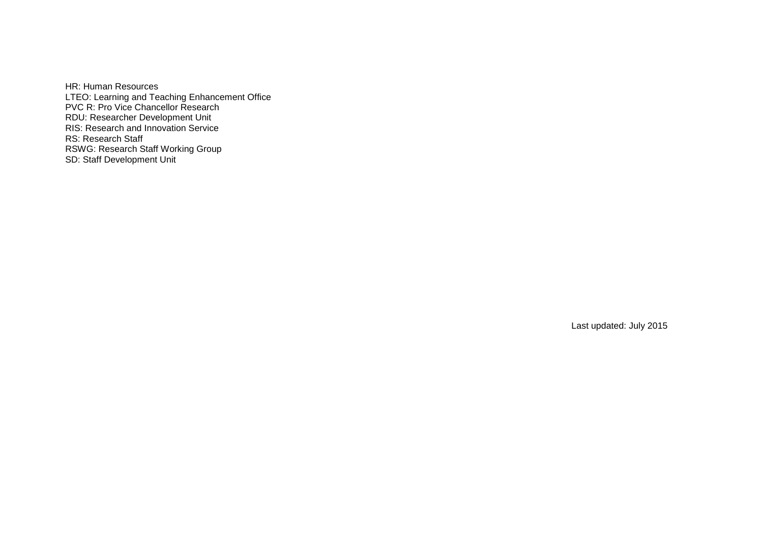HR: Human Resources
LTEO: Learning and Teaching Enhancement Office
PVC R: Pro Vice Chancellor Research
RDU: Researcher Development Unit
RIS: Research and Innovation Service
RS: Research Staff
RSWG: Research Staff Working Group
SD: Staff Development Unit

Last updated: July 2015